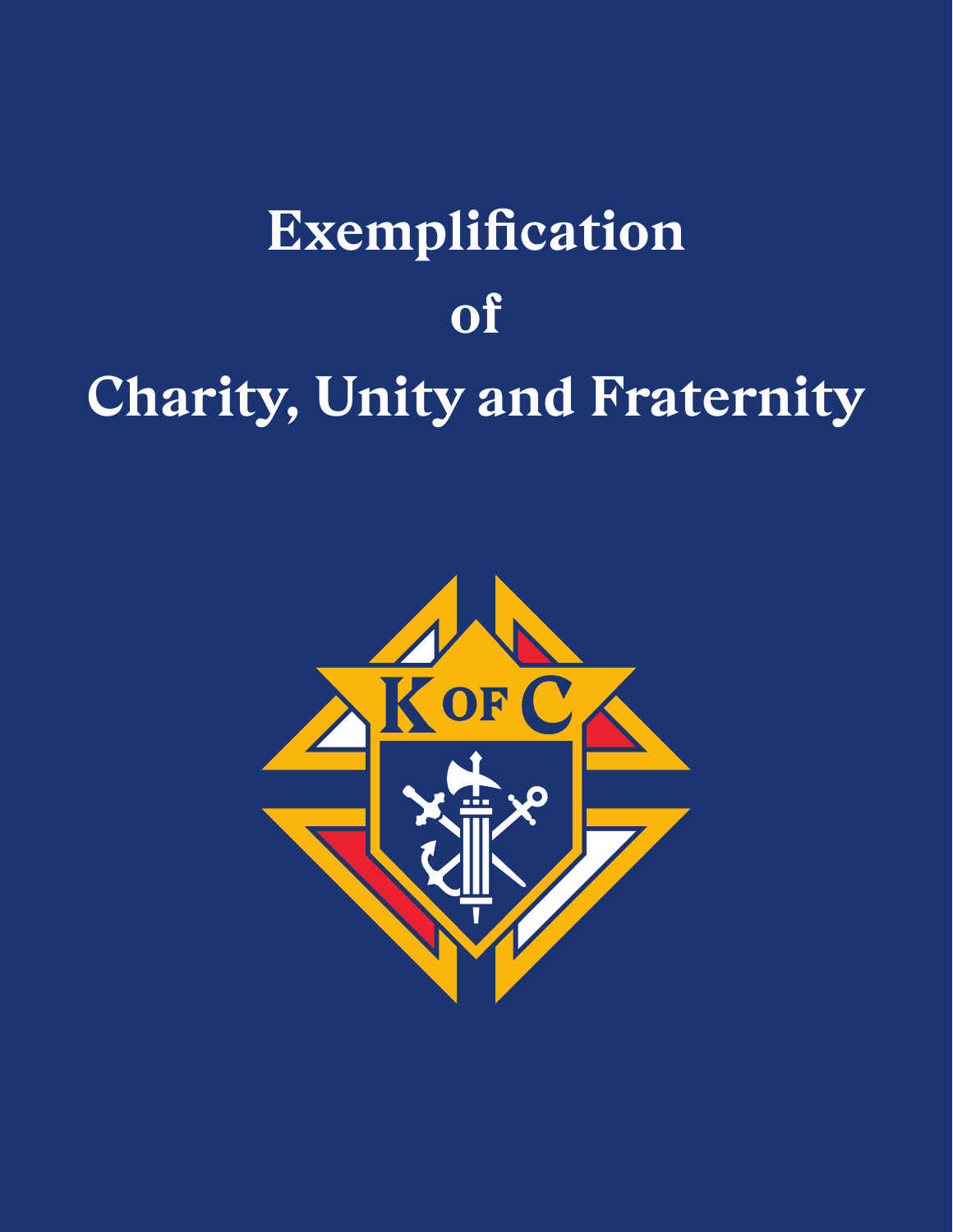# Exemplification of Charity, Unity and Fraternity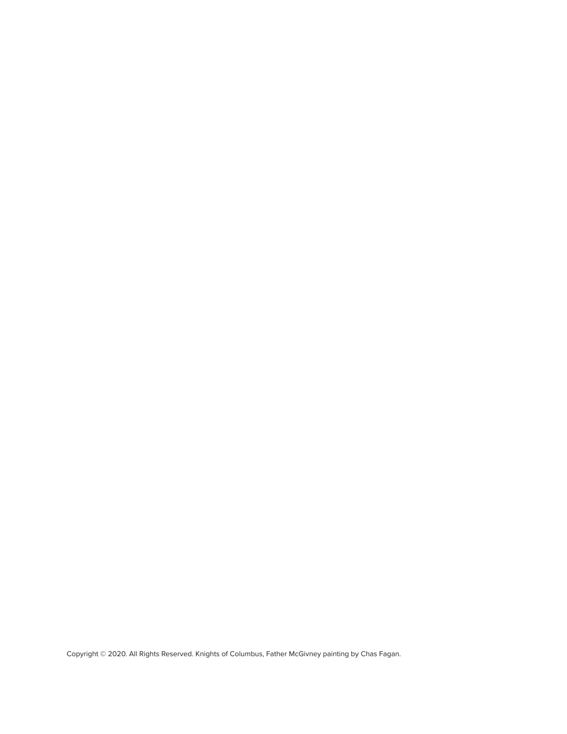Copyright © 2020. All Rights Reserved. Knights of Columbus, Father McGivney painting by Chas Fagan.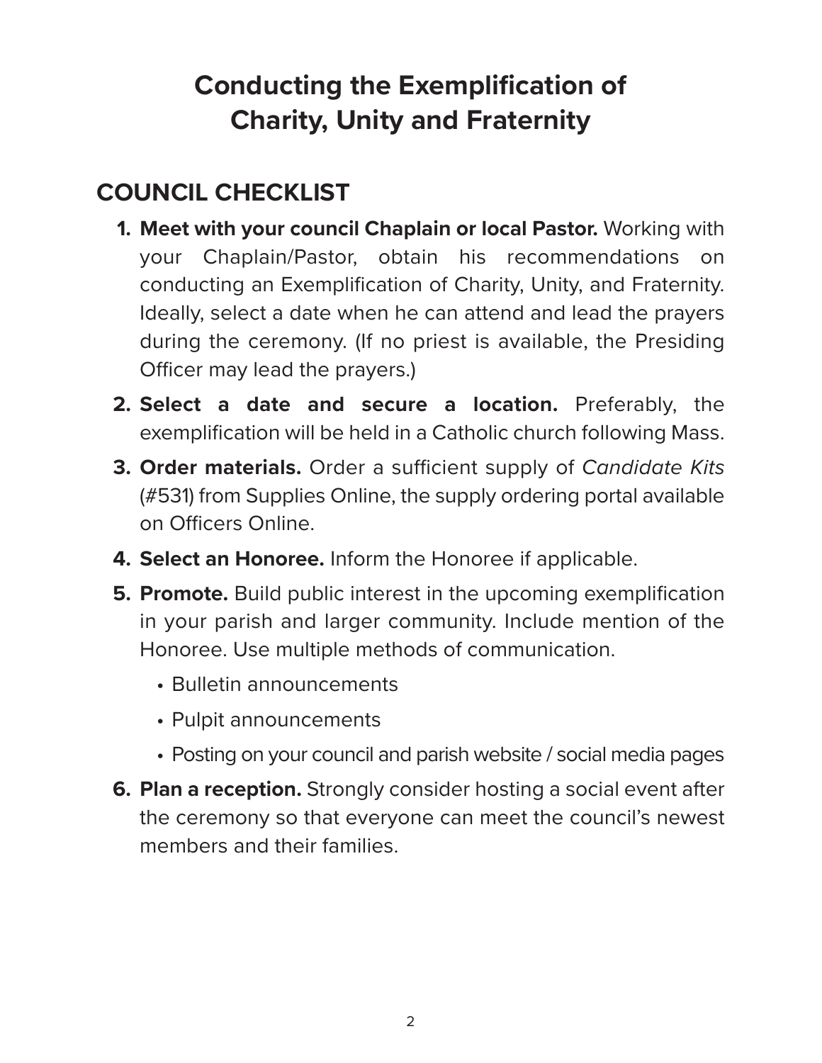# Conducting the Exemplification of Charity, Unity and Fraternity

## COUNCIL CHECKLIST

1. **Meet with your council Chaplain or local Pastor.** Working with your Chaplain/Pastor, obtain his recommendations on conducting an Exemplification of Charity, Unity, and Fraternity. Ideally, select a date when he can attend and lead the prayers during the ceremony. (If no priest is available, the Presiding Officer may lead the prayers.)
2. **Select a date and secure a location.** Preferably, the exemplification will be held in a Catholic church following Mass.
3. **Order materials.** Order a sufficient supply of *Candidate Kits* (#531) from Supplies Online, the supply ordering portal available on Officers Online.
4. **Select an Honoree.** Inform the Honoree if applicable.
5. **Promote.** Build public interest in the upcoming exemplification in your parish and larger community. Include mention of the Honoree. Use multiple methods of communication.
   - Bulletin announcements
   - Pulpit announcements
   - Posting on your council and parish website / social media pages
6. **Plan a reception.** Strongly consider hosting a social event after the ceremony so that everyone can meet the council's newest members and their families.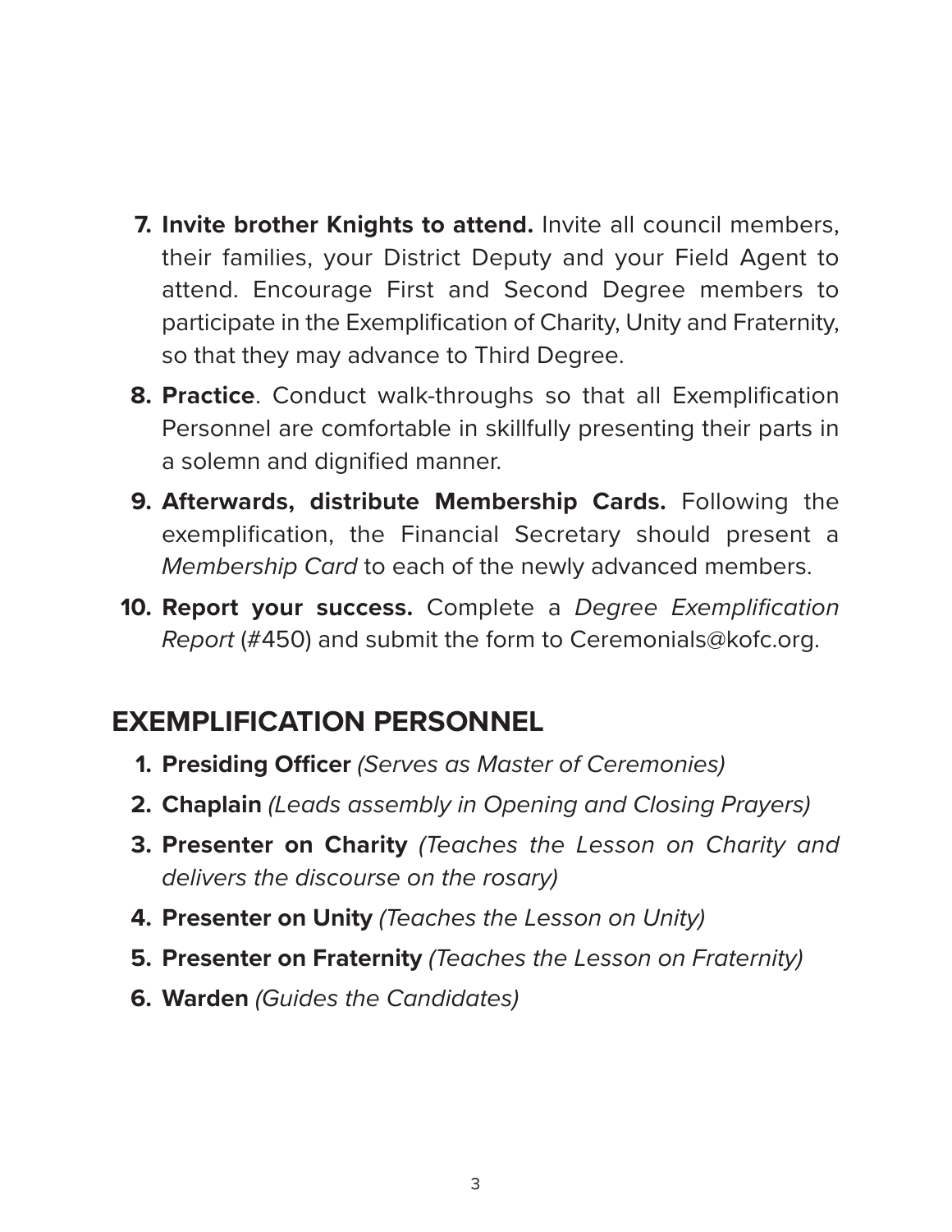7. **Invite brother Knights to attend.** Invite all council members, their families, your District Deputy and your Field Agent to attend. Encourage First and Second Degree members to participate in the Exemplification of Charity, Unity and Fraternity, so that they may advance to Third Degree.
8. **Practice**. Conduct walk-throughs so that all Exemplification Personnel are comfortable in skillfully presenting their parts in a solemn and dignified manner.
9. **Afterwards, distribute Membership Cards.** Following the exemplification, the Financial Secretary should present a *Membership Card* to each of the newly advanced members.
10. **Report your success.** Complete a *Degree Exemplification Report* (#450) and submit the form to Ceremonials@kofc.org.

## EXEMPLIFICATION PERSONNEL

1. **Presiding Officer** *(Serves as Master of Ceremonies)*
2. **Chaplain** *(Leads assembly in Opening and Closing Prayers)*
3. **Presenter on Charity** *(Teaches the Lesson on Charity and delivers the discourse on the rosary)*
4. **Presenter on Unity** *(Teaches the Lesson on Unity)*
5. **Presenter on Fraternity** *(Teaches the Lesson on Fraternity)*
6. **Warden** *(Guides the Candidates)*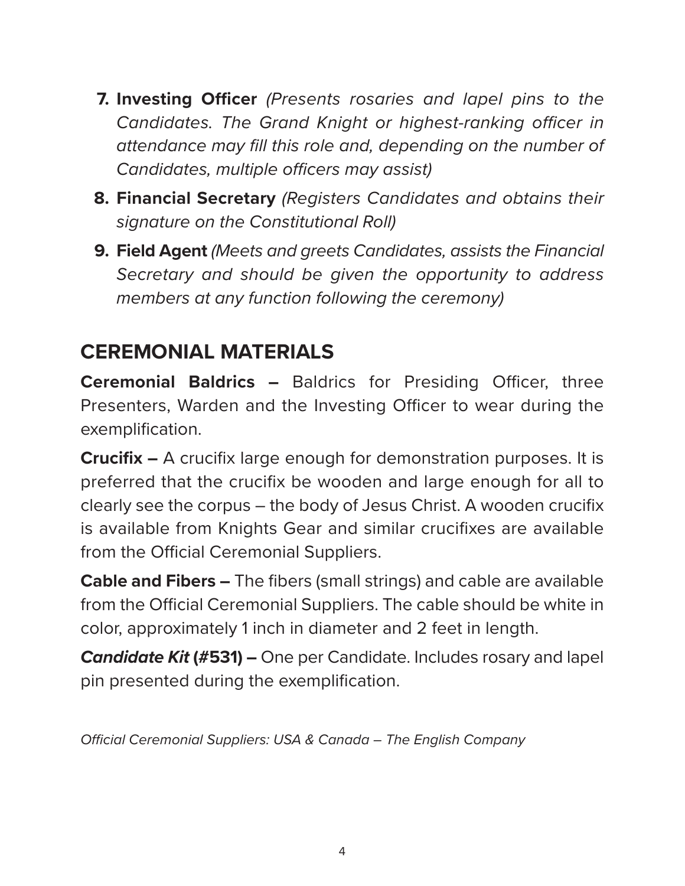7. **Investing Officer** *(Presents rosaries and lapel pins to the Candidates. The Grand Knight or highest-ranking officer in attendance may fill this role and, depending on the number of Candidates, multiple officers may assist)*
8. **Financial Secretary** *(Registers Candidates and obtains their signature on the Constitutional Roll)*
9. **Field Agent** *(Meets and greets Candidates, assists the Financial Secretary and should be given the opportunity to address members at any function following the ceremony)*

## CEREMONIAL MATERIALS

**Ceremonial Baldrics –** Baldrics for Presiding Officer, three Presenters, Warden and the Investing Officer to wear during the exemplification.

**Crucifix –** A crucifix large enough for demonstration purposes. It is preferred that the crucifix be wooden and large enough for all to clearly see the corpus – the body of Jesus Christ. A wooden crucifix is available from Knights Gear and similar crucifixes are available from the Official Ceremonial Suppliers.

**Cable and Fibers –** The fibers (small strings) and cable are available from the Official Ceremonial Suppliers. The cable should be white in color, approximately 1 inch in diameter and 2 feet in length.

***Candidate Kit* (#531) –** One per Candidate. Includes rosary and lapel pin presented during the exemplification.

*Official Ceremonial Suppliers: USA & Canada – The English Company*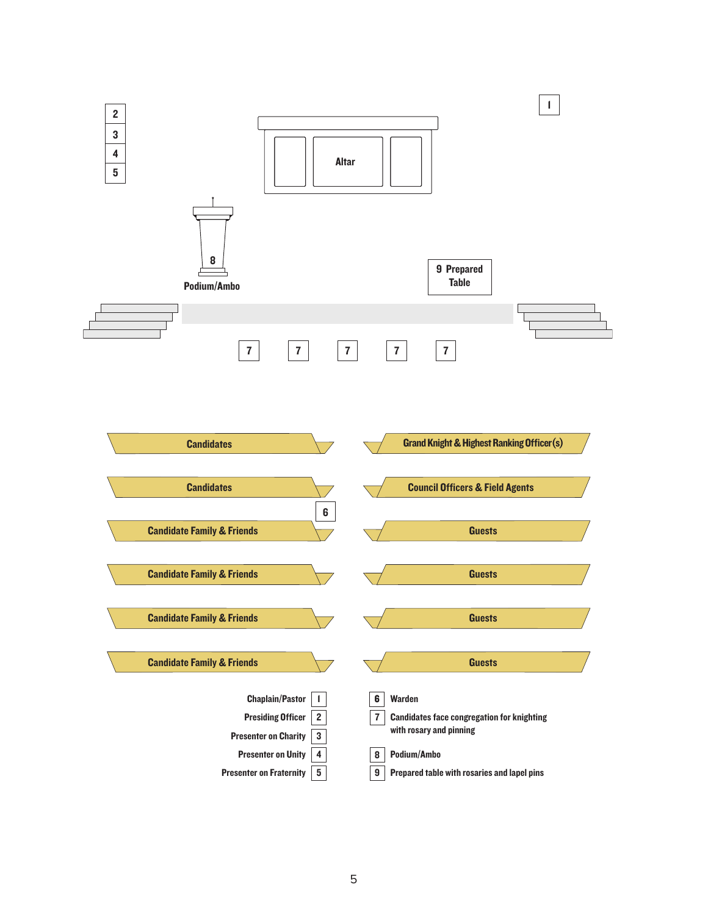2
3
4
5

Altar

1

8
Podium/Ambo

9 Prepared Table

7 7 7 7 7

Candidates

Grand Knight & Highest Ranking Officer(s)

Candidates

Council Officers & Field Agents

6

Candidate Family & Friends

Guests

Candidate Family & Friends

Guests

Candidate Family & Friends

Guests

Candidate Family & Friends

Guests

| | |
|---|---|
| Chaplain/Pastor | 1 |
| Presiding Officer | 2 |
| Presenter on Charity | 3 |
| Presenter on Unity | 4 |
| Presenter on Fraternity | 5 |
| 6 | Warden |
| 7 | Candidates face congregation for knighting with rosary and pinning |
| 8 | Podium/Ambo |
| 9 | Prepared table with rosaries and lapel pins |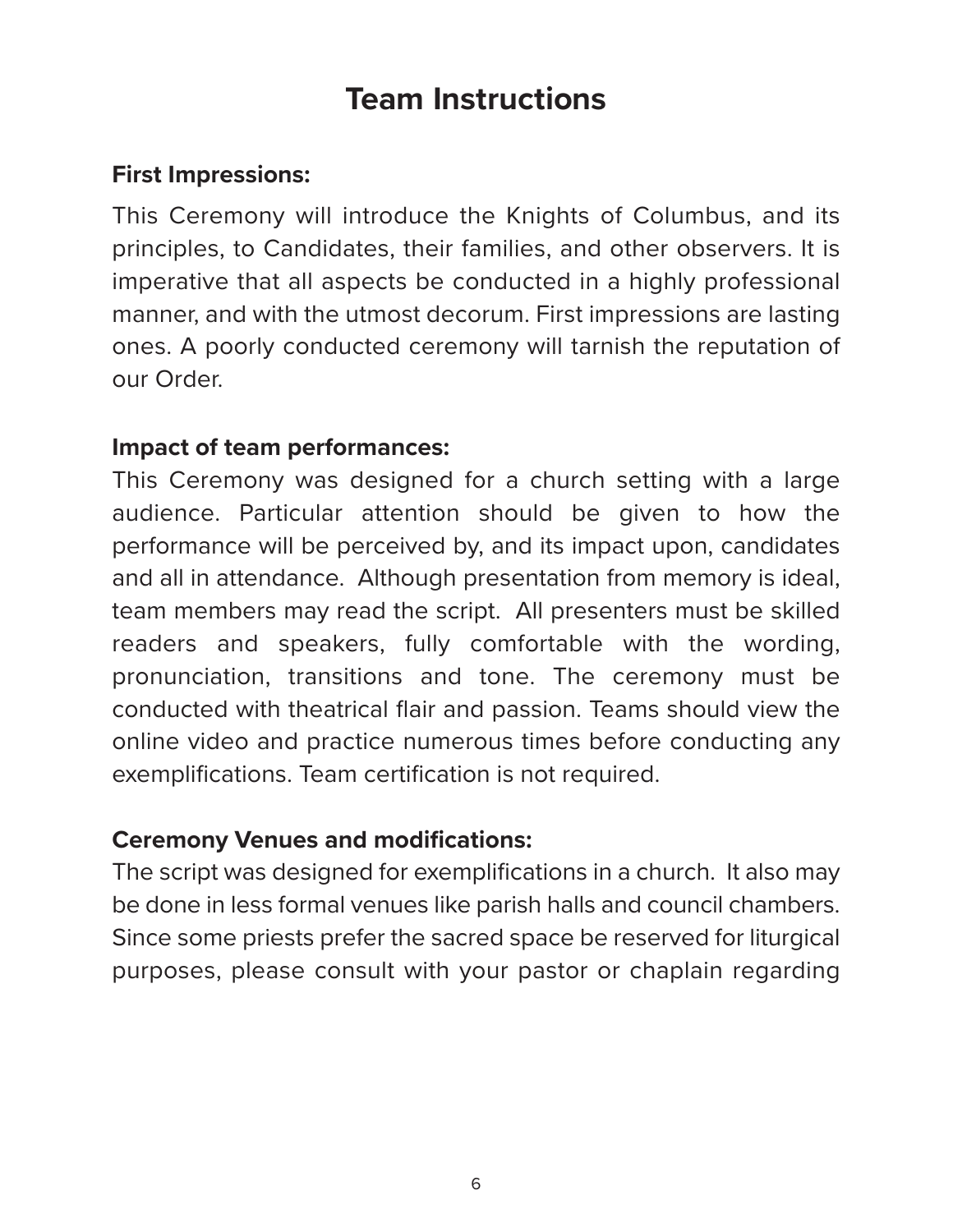# Team Instructions

**First Impressions:**

This Ceremony will introduce the Knights of Columbus, and its principles, to Candidates, their families, and other observers. It is imperative that all aspects be conducted in a highly professional manner, and with the utmost decorum. First impressions are lasting ones. A poorly conducted ceremony will tarnish the reputation of our Order.

**Impact of team performances:**

This Ceremony was designed for a church setting with a large audience. Particular attention should be given to how the performance will be perceived by, and its impact upon, candidates and all in attendance. Although presentation from memory is ideal, team members may read the script. All presenters must be skilled readers and speakers, fully comfortable with the wording, pronunciation, transitions and tone. The ceremony must be conducted with theatrical flair and passion. Teams should view the online video and practice numerous times before conducting any exemplifications. Team certification is not required.

**Ceremony Venues and modifications:**

The script was designed for exemplifications in a church. It also may be done in less formal venues like parish halls and council chambers. Since some priests prefer the sacred space be reserved for liturgical purposes, please consult with your pastor or chaplain regarding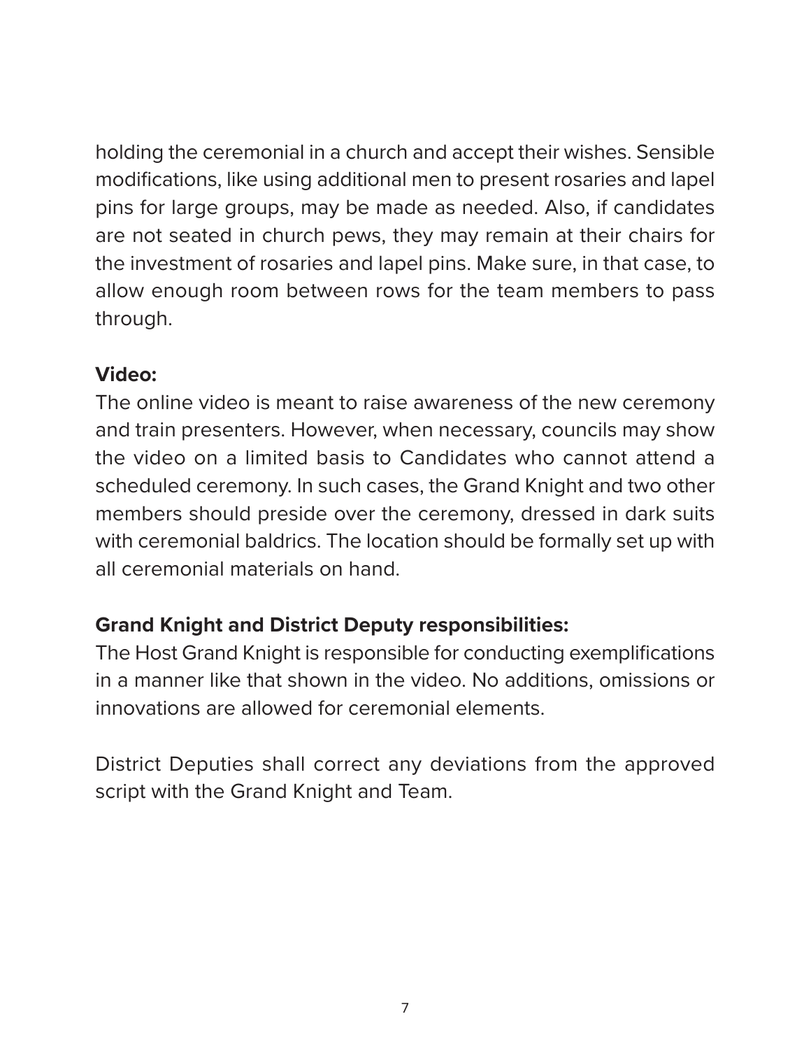holding the ceremonial in a church and accept their wishes. Sensible modifications, like using additional men to present rosaries and lapel pins for large groups, may be made as needed. Also, if candidates are not seated in church pews, they may remain at their chairs for the investment of rosaries and lapel pins. Make sure, in that case, to allow enough room between rows for the team members to pass through.

**Video:**

The online video is meant to raise awareness of the new ceremony and train presenters. However, when necessary, councils may show the video on a limited basis to Candidates who cannot attend a scheduled ceremony. In such cases, the Grand Knight and two other members should preside over the ceremony, dressed in dark suits with ceremonial baldrics. The location should be formally set up with all ceremonial materials on hand.

**Grand Knight and District Deputy responsibilities:**

The Host Grand Knight is responsible for conducting exemplifications in a manner like that shown in the video. No additions, omissions or innovations are allowed for ceremonial elements.

District Deputies shall correct any deviations from the approved script with the Grand Knight and Team.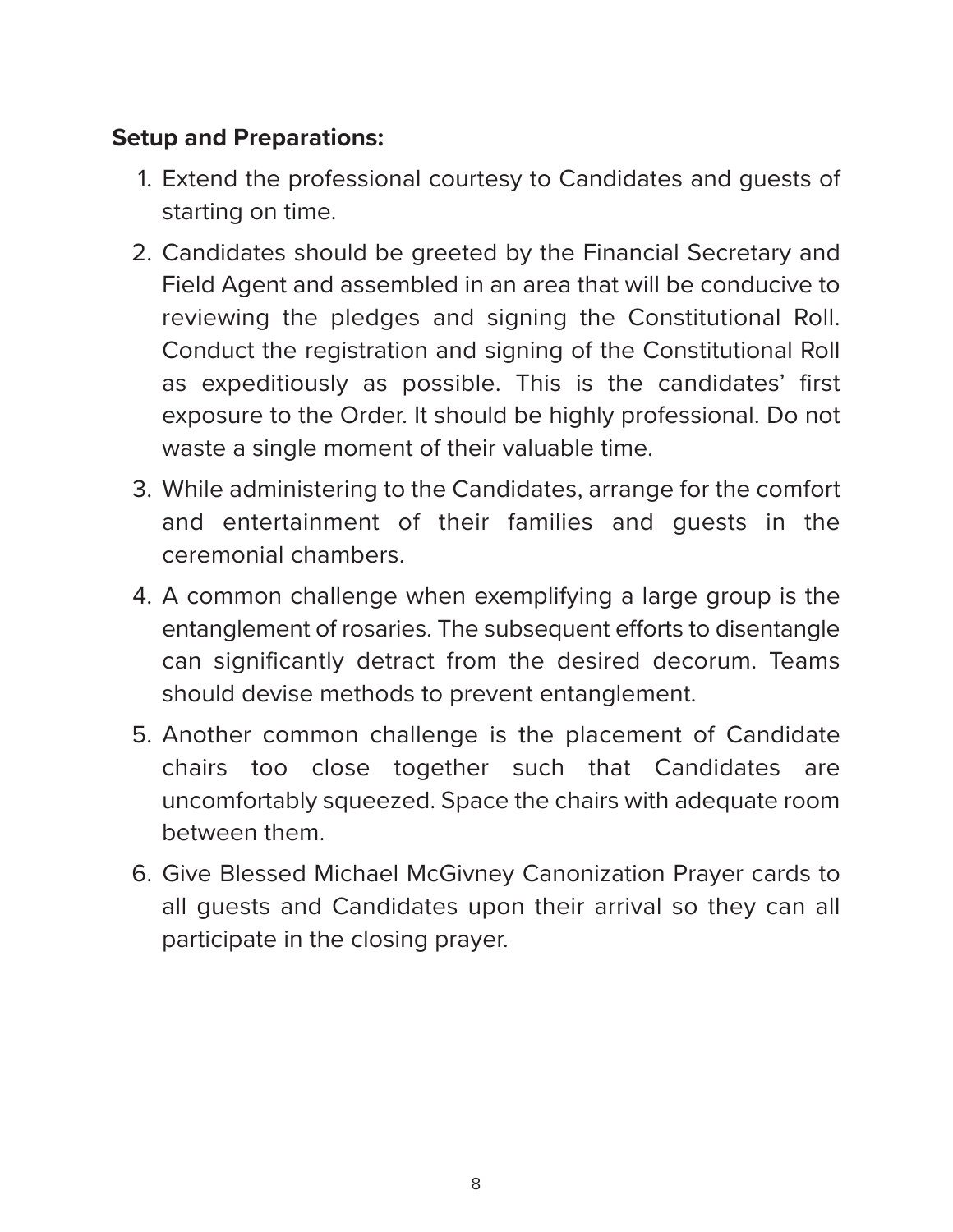**Setup and Preparations:**

1. Extend the professional courtesy to Candidates and guests of starting on time.
2. Candidates should be greeted by the Financial Secretary and Field Agent and assembled in an area that will be conducive to reviewing the pledges and signing the Constitutional Roll. Conduct the registration and signing of the Constitutional Roll as expeditiously as possible. This is the candidates' first exposure to the Order. It should be highly professional. Do not waste a single moment of their valuable time.
3. While administering to the Candidates, arrange for the comfort and entertainment of their families and guests in the ceremonial chambers.
4. A common challenge when exemplifying a large group is the entanglement of rosaries. The subsequent efforts to disentangle can significantly detract from the desired decorum. Teams should devise methods to prevent entanglement.
5. Another common challenge is the placement of Candidate chairs too close together such that Candidates are uncomfortably squeezed. Space the chairs with adequate room between them.
6. Give Blessed Michael McGivney Canonization Prayer cards to all guests and Candidates upon their arrival so they can all participate in the closing prayer.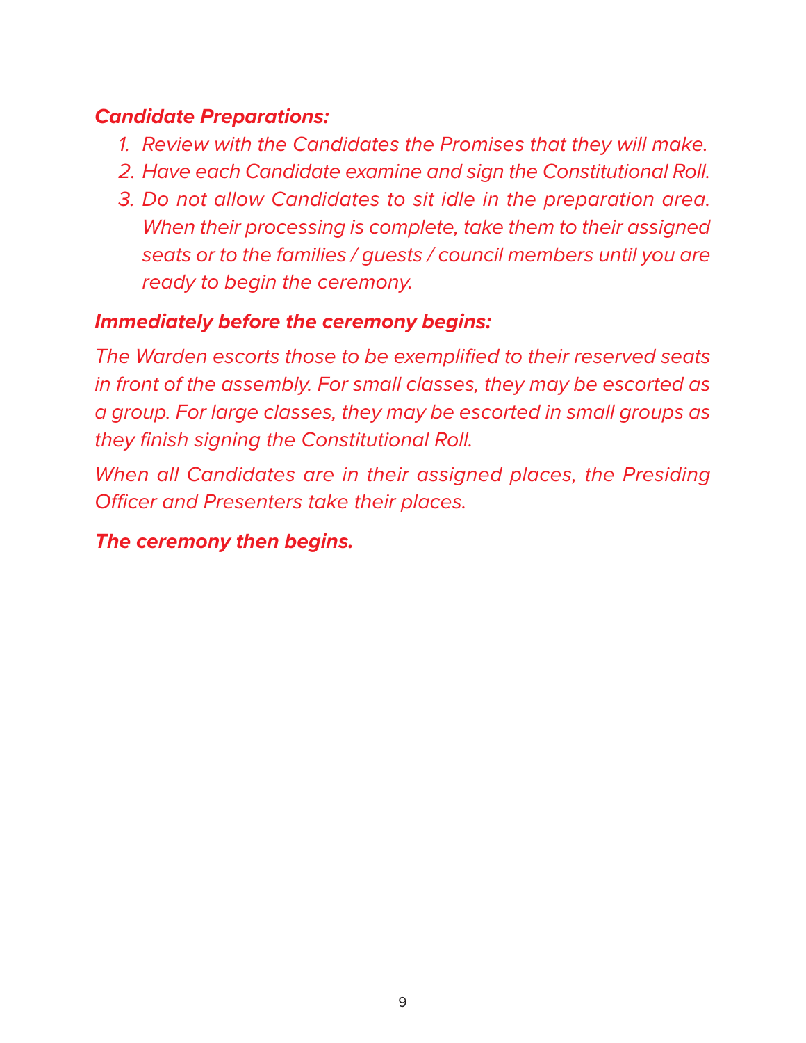***Candidate Preparations:***

1. *Review with the Candidates the Promises that they will make.*
2. *Have each Candidate examine and sign the Constitutional Roll.*
3. *Do not allow Candidates to sit idle in the preparation area. When their processing is complete, take them to their assigned seats or to the families / guests / council members until you are ready to begin the ceremony.*

***Immediately before the ceremony begins:***

*The Warden escorts those to be exemplified to their reserved seats in front of the assembly. For small classes, they may be escorted as a group. For large classes, they may be escorted in small groups as they finish signing the Constitutional Roll.*

*When all Candidates are in their assigned places, the Presiding Officer and Presenters take their places.*

***The ceremony then begins.***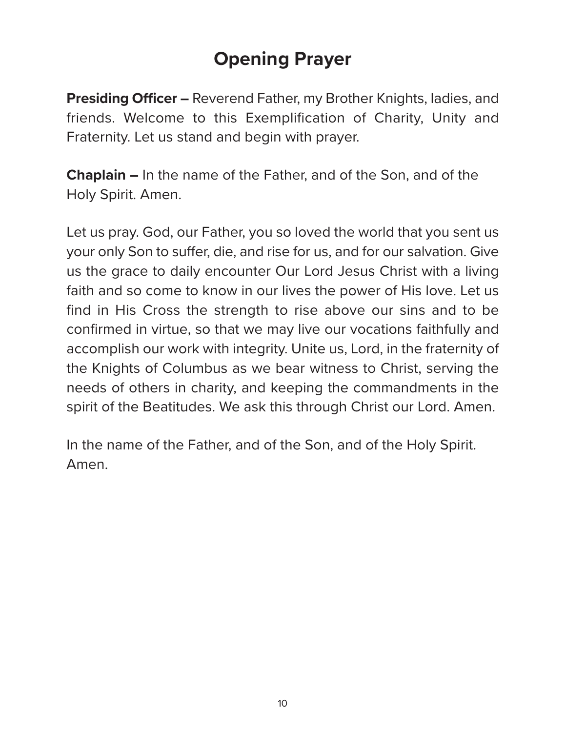# Opening Prayer

**Presiding Officer –** Reverend Father, my Brother Knights, ladies, and friends. Welcome to this Exemplification of Charity, Unity and Fraternity. Let us stand and begin with prayer.

**Chaplain –** In the name of the Father, and of the Son, and of the Holy Spirit. Amen.

Let us pray. God, our Father, you so loved the world that you sent us your only Son to suffer, die, and rise for us, and for our salvation. Give us the grace to daily encounter Our Lord Jesus Christ with a living faith and so come to know in our lives the power of His love. Let us find in His Cross the strength to rise above our sins and to be confirmed in virtue, so that we may live our vocations faithfully and accomplish our work with integrity. Unite us, Lord, in the fraternity of the Knights of Columbus as we bear witness to Christ, serving the needs of others in charity, and keeping the commandments in the spirit of the Beatitudes. We ask this through Christ our Lord. Amen.

In the name of the Father, and of the Son, and of the Holy Spirit. Amen.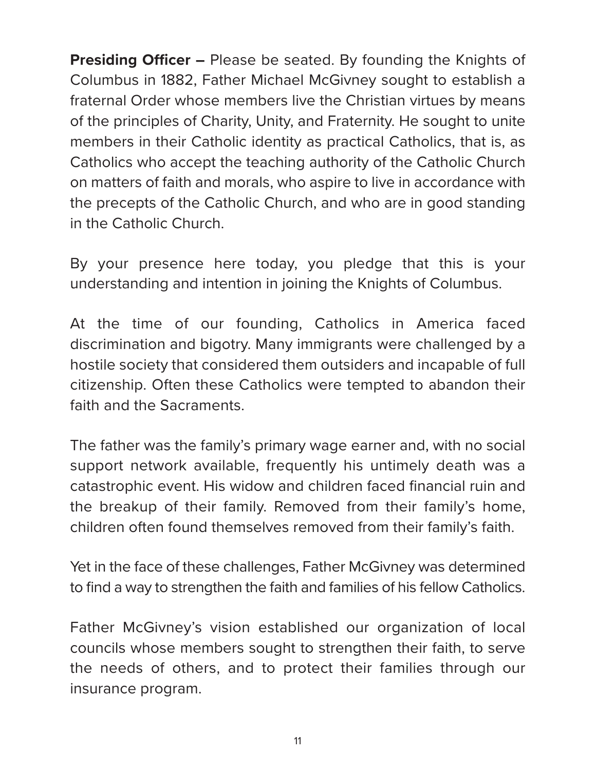**Presiding Officer –** Please be seated. By founding the Knights of Columbus in 1882, Father Michael McGivney sought to establish a fraternal Order whose members live the Christian virtues by means of the principles of Charity, Unity, and Fraternity. He sought to unite members in their Catholic identity as practical Catholics, that is, as Catholics who accept the teaching authority of the Catholic Church on matters of faith and morals, who aspire to live in accordance with the precepts of the Catholic Church, and who are in good standing in the Catholic Church.

By your presence here today, you pledge that this is your understanding and intention in joining the Knights of Columbus.

At the time of our founding, Catholics in America faced discrimination and bigotry. Many immigrants were challenged by a hostile society that considered them outsiders and incapable of full citizenship. Often these Catholics were tempted to abandon their faith and the Sacraments.

The father was the family's primary wage earner and, with no social support network available, frequently his untimely death was a catastrophic event. His widow and children faced financial ruin and the breakup of their family. Removed from their family's home, children often found themselves removed from their family's faith.

Yet in the face of these challenges, Father McGivney was determined to find a way to strengthen the faith and families of his fellow Catholics.

Father McGivney's vision established our organization of local councils whose members sought to strengthen their faith, to serve the needs of others, and to protect their families through our insurance program.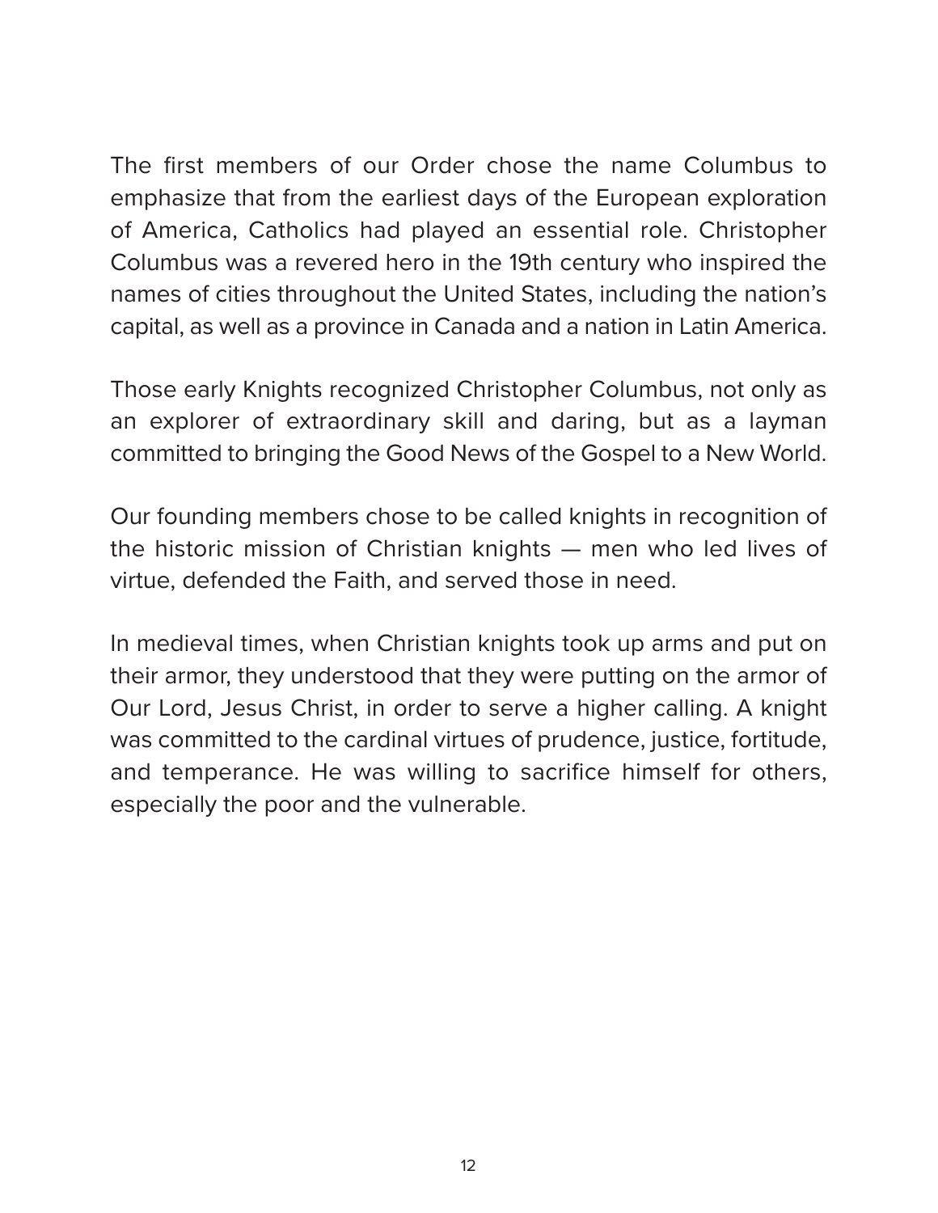The first members of our Order chose the name Columbus to emphasize that from the earliest days of the European exploration of America, Catholics had played an essential role. Christopher Columbus was a revered hero in the 19th century who inspired the names of cities throughout the United States, including the nation's capital, as well as a province in Canada and a nation in Latin America.

Those early Knights recognized Christopher Columbus, not only as an explorer of extraordinary skill and daring, but as a layman committed to bringing the Good News of the Gospel to a New World.

Our founding members chose to be called knights in recognition of the historic mission of Christian knights — men who led lives of virtue, defended the Faith, and served those in need.

In medieval times, when Christian knights took up arms and put on their armor, they understood that they were putting on the armor of Our Lord, Jesus Christ, in order to serve a higher calling. A knight was committed to the cardinal virtues of prudence, justice, fortitude, and temperance. He was willing to sacrifice himself for others, especially the poor and the vulnerable.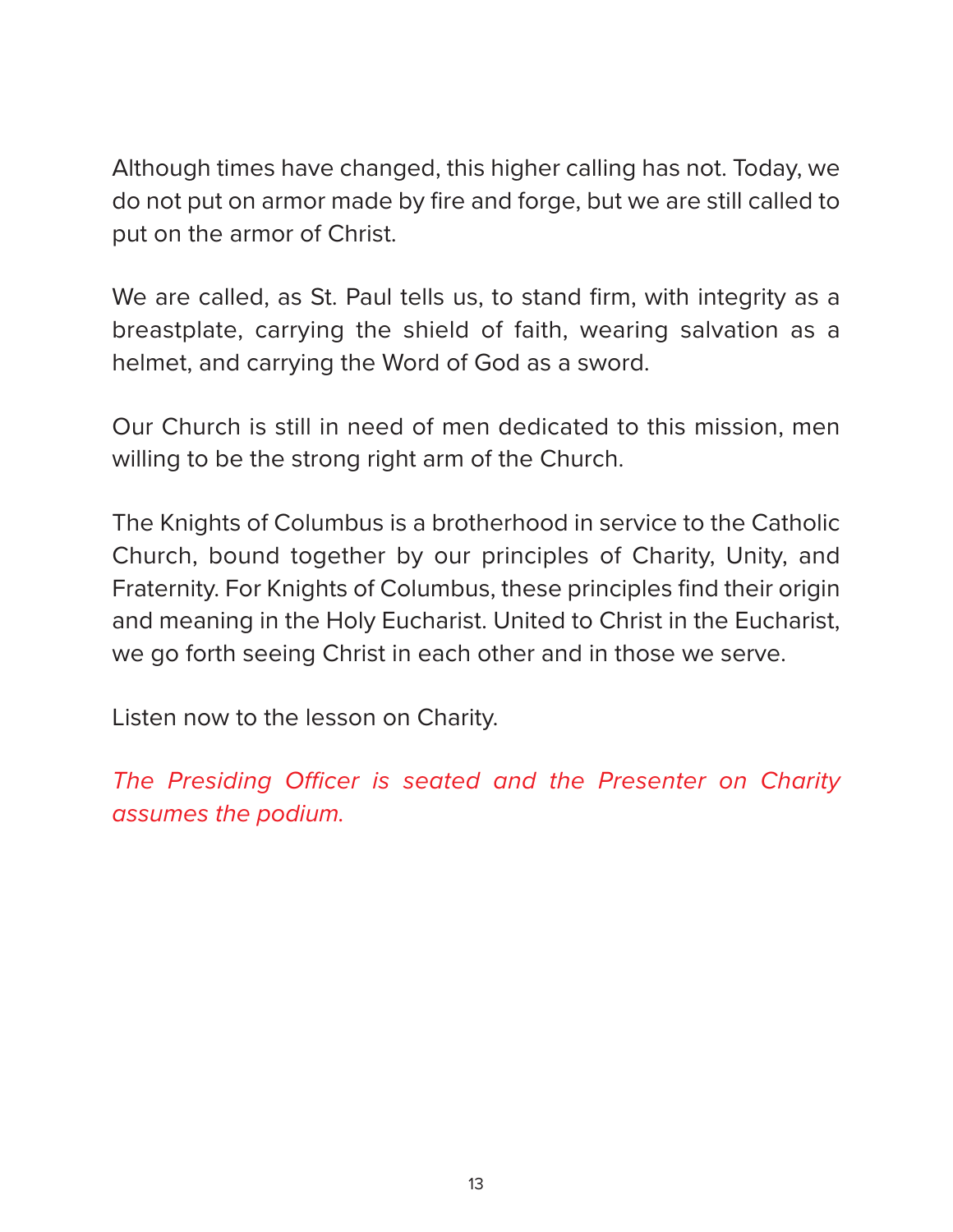Although times have changed, this higher calling has not. Today, we do not put on armor made by fire and forge, but we are still called to put on the armor of Christ.

We are called, as St. Paul tells us, to stand firm, with integrity as a breastplate, carrying the shield of faith, wearing salvation as a helmet, and carrying the Word of God as a sword.

Our Church is still in need of men dedicated to this mission, men willing to be the strong right arm of the Church.

The Knights of Columbus is a brotherhood in service to the Catholic Church, bound together by our principles of Charity, Unity, and Fraternity. For Knights of Columbus, these principles find their origin and meaning in the Holy Eucharist. United to Christ in the Eucharist, we go forth seeing Christ in each other and in those we serve.

Listen now to the lesson on Charity.

*The Presiding Officer is seated and the Presenter on Charity assumes the podium.*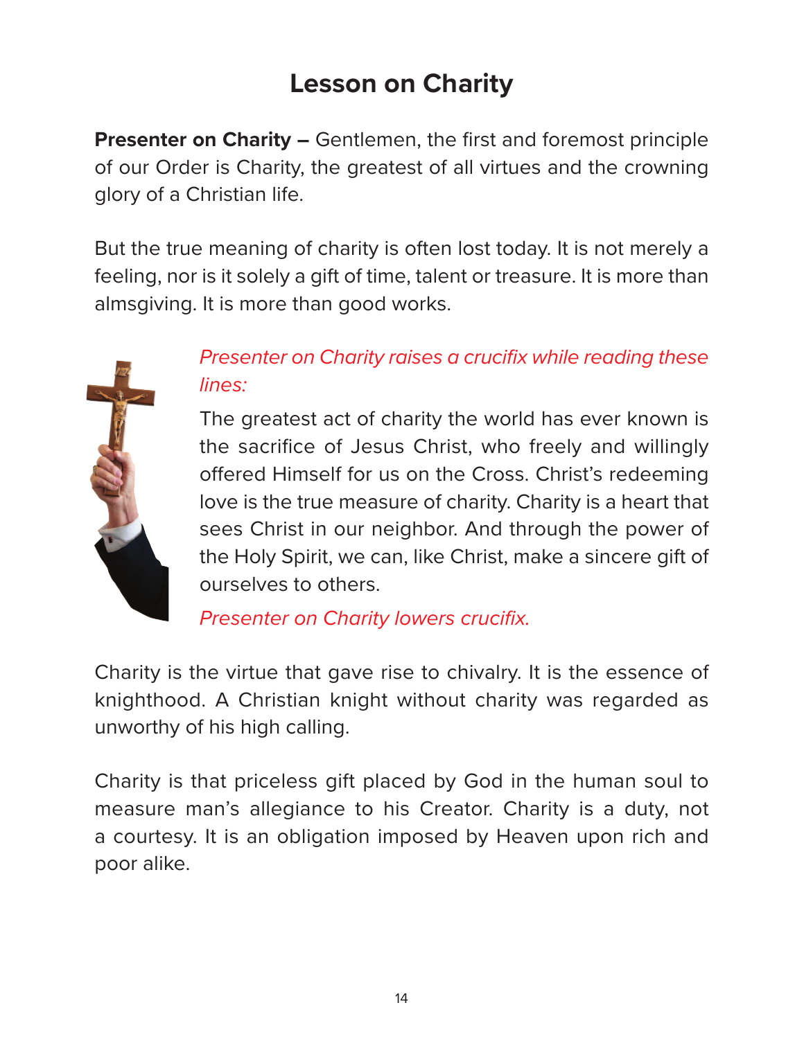# Lesson on Charity

**Presenter on Charity –** Gentlemen, the first and foremost principle of our Order is Charity, the greatest of all virtues and the crowning glory of a Christian life.

But the true meaning of charity is often lost today. It is not merely a feeling, nor is it solely a gift of time, talent or treasure. It is more than almsgiving. It is more than good works.

*Presenter on Charity raises a crucifix while reading these lines:*

The greatest act of charity the world has ever known is the sacrifice of Jesus Christ, who freely and willingly offered Himself for us on the Cross. Christ's redeeming love is the true measure of charity. Charity is a heart that sees Christ in our neighbor. And through the power of the Holy Spirit, we can, like Christ, make a sincere gift of ourselves to others.

*Presenter on Charity lowers crucifix.*

Charity is the virtue that gave rise to chivalry. It is the essence of knighthood. A Christian knight without charity was regarded as unworthy of his high calling.

Charity is that priceless gift placed by God in the human soul to measure man's allegiance to his Creator. Charity is a duty, not a courtesy. It is an obligation imposed by Heaven upon rich and poor alike.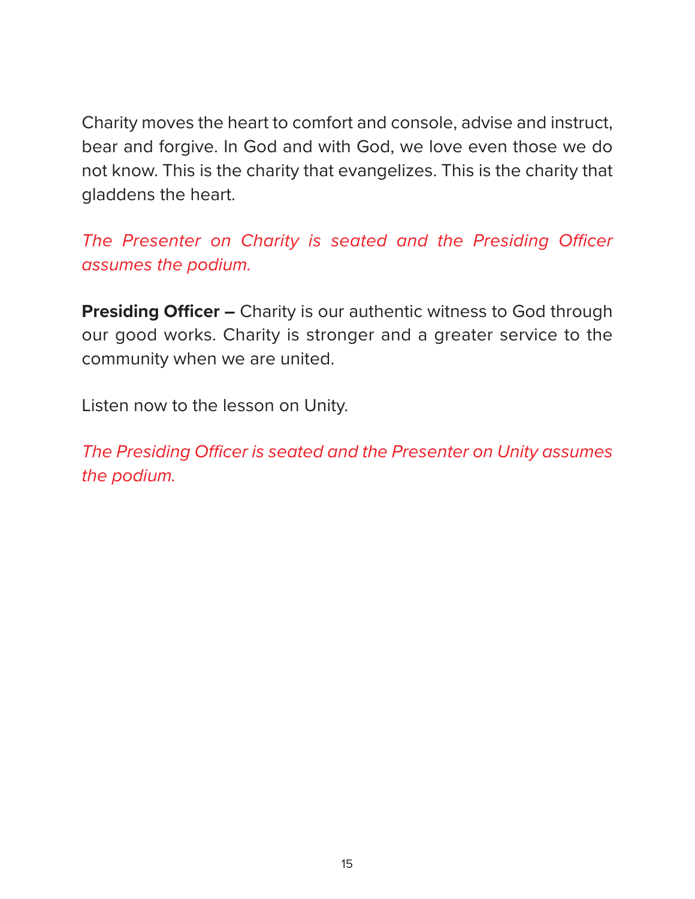Charity moves the heart to comfort and console, advise and instruct, bear and forgive. In God and with God, we love even those we do not know. This is the charity that evangelizes. This is the charity that gladdens the heart.

*The Presenter on Charity is seated and the Presiding Officer assumes the podium.*

**Presiding Officer –** Charity is our authentic witness to God through our good works. Charity is stronger and a greater service to the community when we are united.

Listen now to the lesson on Unity.

*The Presiding Officer is seated and the Presenter on Unity assumes the podium.*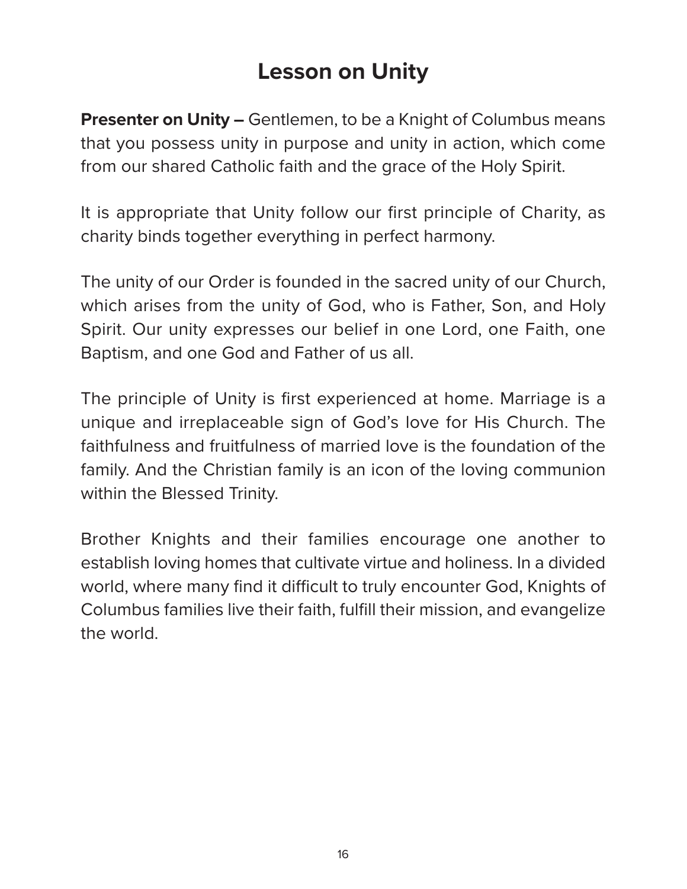# Lesson on Unity

**Presenter on Unity –** Gentlemen, to be a Knight of Columbus means that you possess unity in purpose and unity in action, which come from our shared Catholic faith and the grace of the Holy Spirit.

It is appropriate that Unity follow our first principle of Charity, as charity binds together everything in perfect harmony.

The unity of our Order is founded in the sacred unity of our Church, which arises from the unity of God, who is Father, Son, and Holy Spirit. Our unity expresses our belief in one Lord, one Faith, one Baptism, and one God and Father of us all.

The principle of Unity is first experienced at home. Marriage is a unique and irreplaceable sign of God's love for His Church. The faithfulness and fruitfulness of married love is the foundation of the family. And the Christian family is an icon of the loving communion within the Blessed Trinity.

Brother Knights and their families encourage one another to establish loving homes that cultivate virtue and holiness. In a divided world, where many find it difficult to truly encounter God, Knights of Columbus families live their faith, fulfill their mission, and evangelize the world.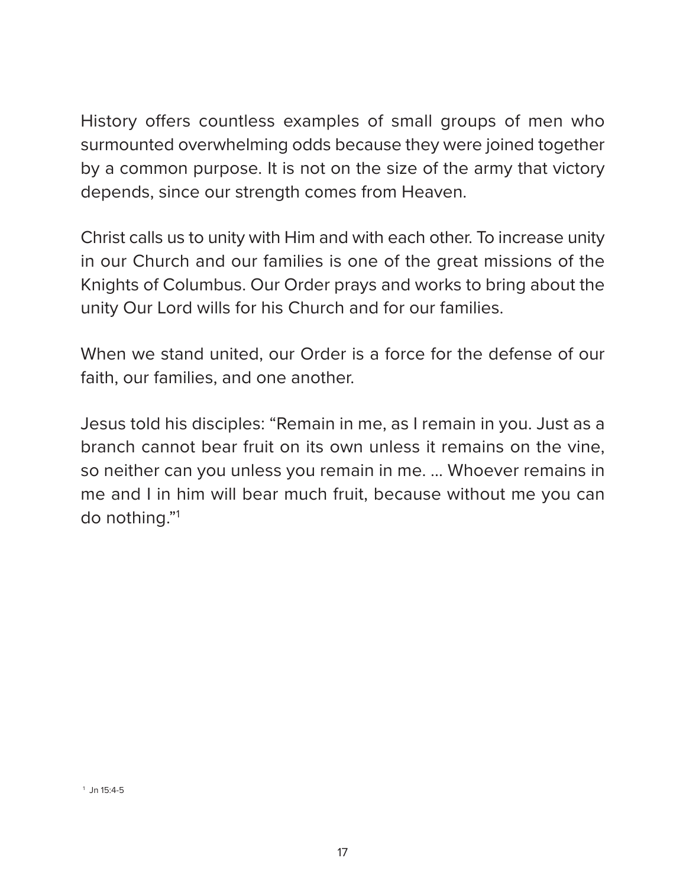History offers countless examples of small groups of men who surmounted overwhelming odds because they were joined together by a common purpose. It is not on the size of the army that victory depends, since our strength comes from Heaven.

Christ calls us to unity with Him and with each other. To increase unity in our Church and our families is one of the great missions of the Knights of Columbus. Our Order prays and works to bring about the unity Our Lord wills for his Church and for our families.

When we stand united, our Order is a force for the defense of our faith, our families, and one another.

Jesus told his disciples: “Remain in me, as I remain in you. Just as a branch cannot bear fruit on its own unless it remains on the vine, so neither can you unless you remain in me. … Whoever remains in me and I in him will bear much fruit, because without me you can do nothing.”[1]

[1] Jn 15:4-5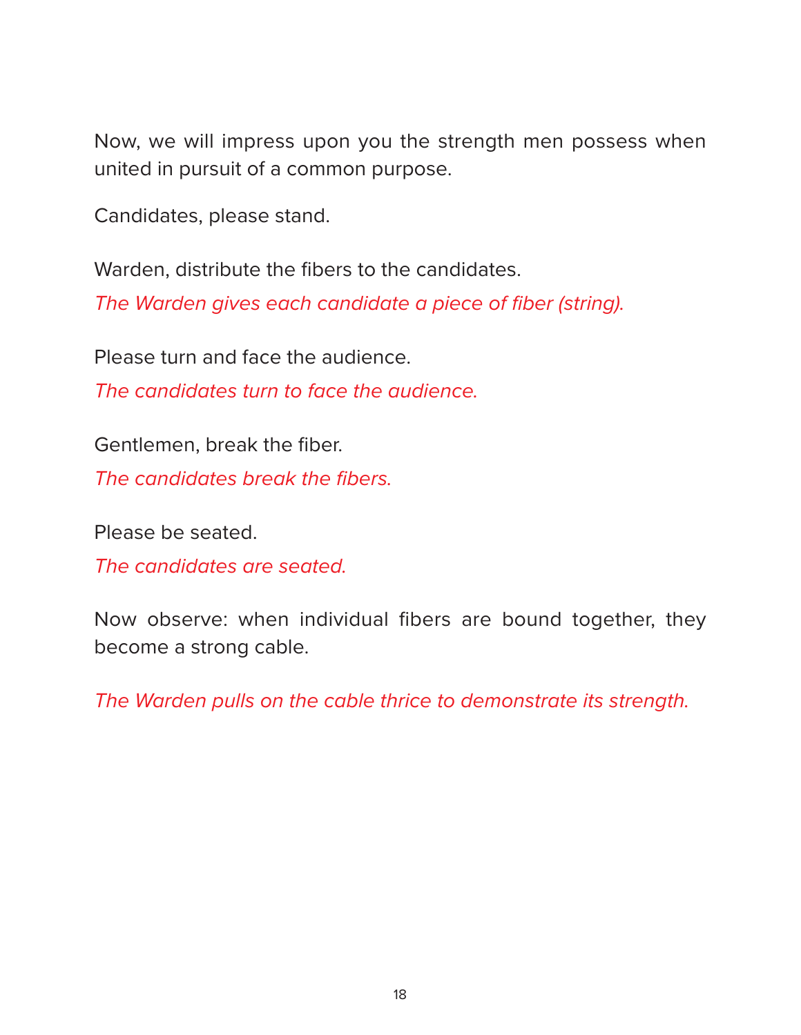Now, we will impress upon you the strength men possess when united in pursuit of a common purpose.

Candidates, please stand.

Warden, distribute the fibers to the candidates.

*The Warden gives each candidate a piece of fiber (string).*

Please turn and face the audience.

*The candidates turn to face the audience.*

Gentlemen, break the fiber.

*The candidates break the fibers.*

Please be seated.

*The candidates are seated.*

Now observe: when individual fibers are bound together, they become a strong cable.

*The Warden pulls on the cable thrice to demonstrate its strength.*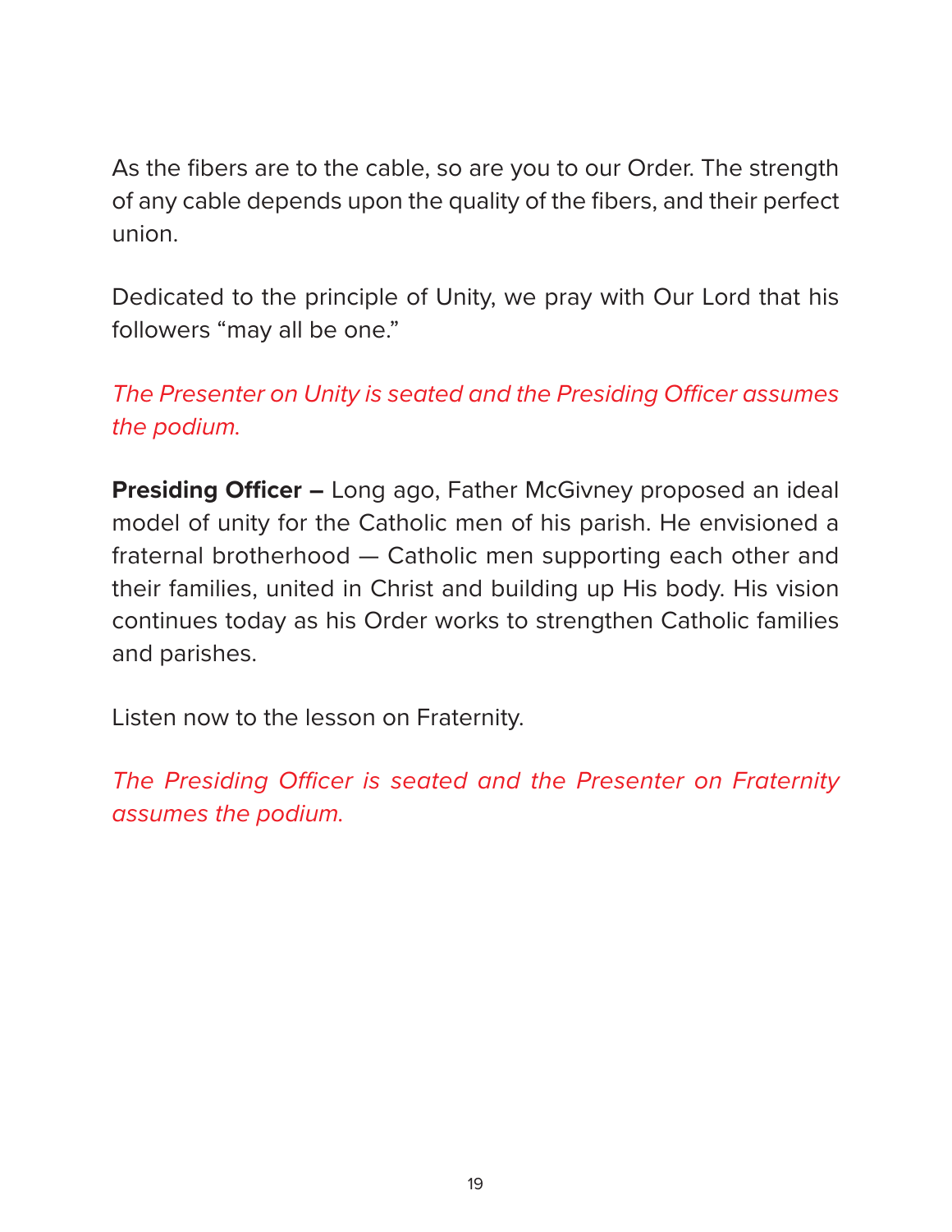As the fibers are to the cable, so are you to our Order. The strength of any cable depends upon the quality of the fibers, and their perfect union.

Dedicated to the principle of Unity, we pray with Our Lord that his followers "may all be one."

*The Presenter on Unity is seated and the Presiding Officer assumes the podium.*

**Presiding Officer –** Long ago, Father McGivney proposed an ideal model of unity for the Catholic men of his parish. He envisioned a fraternal brotherhood — Catholic men supporting each other and their families, united in Christ and building up His body. His vision continues today as his Order works to strengthen Catholic families and parishes.

Listen now to the lesson on Fraternity.

*The Presiding Officer is seated and the Presenter on Fraternity assumes the podium.*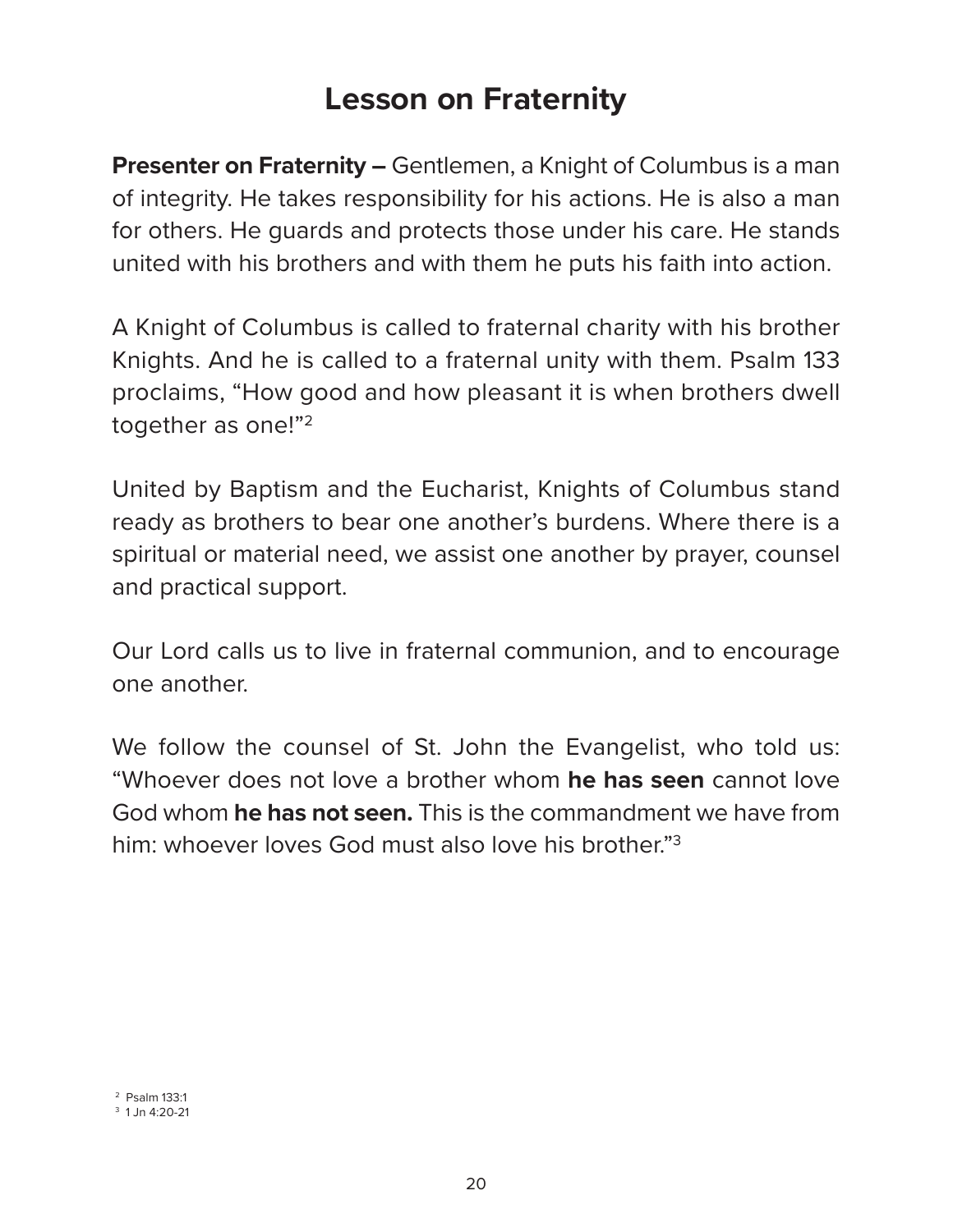# Lesson on Fraternity

**Presenter on Fraternity –** Gentlemen, a Knight of Columbus is a man of integrity. He takes responsibility for his actions. He is also a man for others. He guards and protects those under his care. He stands united with his brothers and with them he puts his faith into action.

A Knight of Columbus is called to fraternal charity with his brother Knights. And he is called to a fraternal unity with them. Psalm 133 proclaims, "How good and how pleasant it is when brothers dwell together as one!"[2]

United by Baptism and the Eucharist, Knights of Columbus stand ready as brothers to bear one another's burdens. Where there is a spiritual or material need, we assist one another by prayer, counsel and practical support.

Our Lord calls us to live in fraternal communion, and to encourage one another.

We follow the counsel of St. John the Evangelist, who told us: "Whoever does not love a brother whom **he has seen** cannot love God whom **he has not seen.** This is the commandment we have from him: whoever loves God must also love his brother."[3]

[2] Psalm 133:1
[3] 1 Jn 4:20-21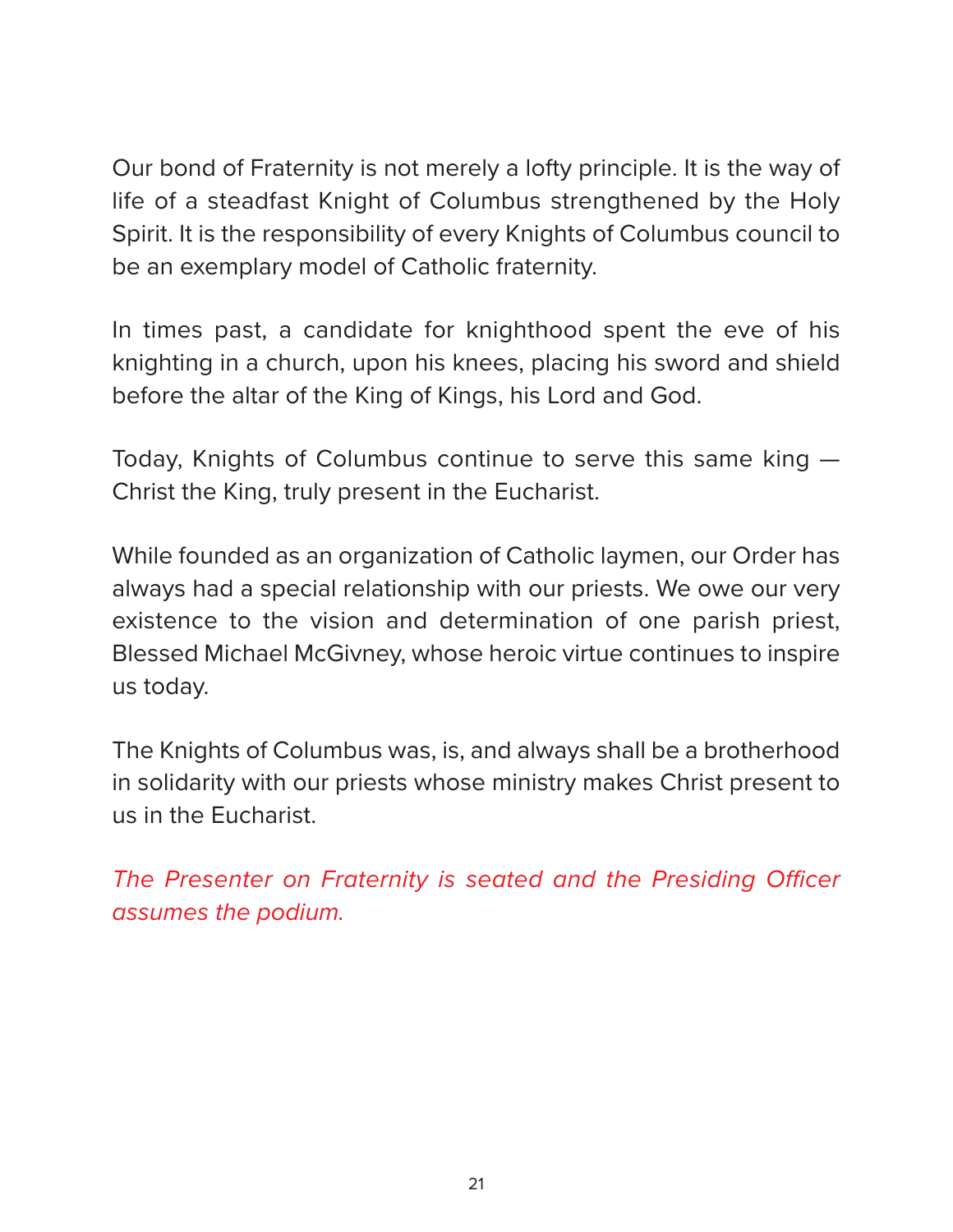Our bond of Fraternity is not merely a lofty principle. It is the way of life of a steadfast Knight of Columbus strengthened by the Holy Spirit. It is the responsibility of every Knights of Columbus council to be an exemplary model of Catholic fraternity.

In times past, a candidate for knighthood spent the eve of his knighting in a church, upon his knees, placing his sword and shield before the altar of the King of Kings, his Lord and God.

Today, Knights of Columbus continue to serve this same king — Christ the King, truly present in the Eucharist.

While founded as an organization of Catholic laymen, our Order has always had a special relationship with our priests. We owe our very existence to the vision and determination of one parish priest, Blessed Michael McGivney, whose heroic virtue continues to inspire us today.

The Knights of Columbus was, is, and always shall be a brotherhood in solidarity with our priests whose ministry makes Christ present to us in the Eucharist.

*The Presenter on Fraternity is seated and the Presiding Officer assumes the podium.*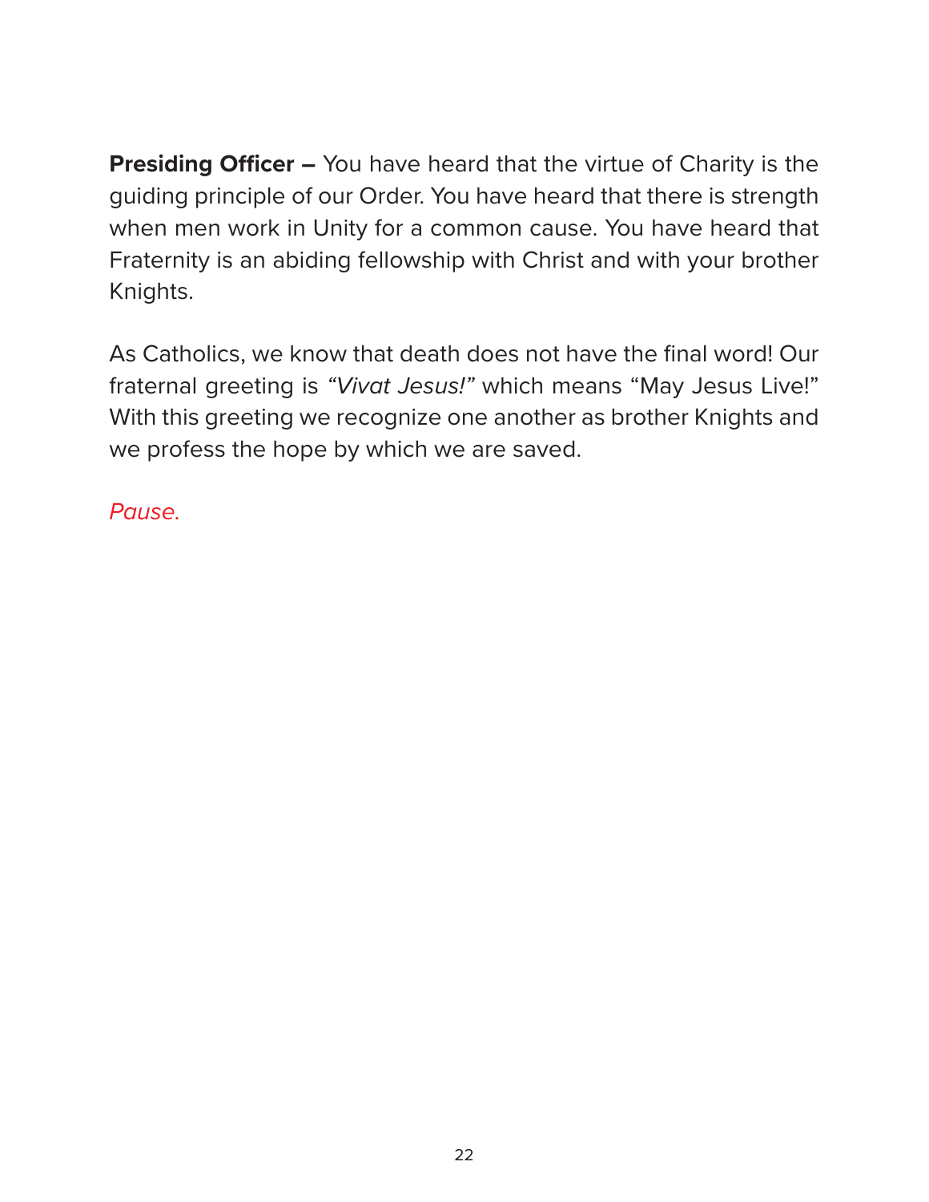**Presiding Officer –** You have heard that the virtue of Charity is the guiding principle of our Order. You have heard that there is strength when men work in Unity for a common cause. You have heard that Fraternity is an abiding fellowship with Christ and with your brother Knights.

As Catholics, we know that death does not have the final word! Our fraternal greeting is *"Vivat Jesus!"* which means "May Jesus Live!" With this greeting we recognize one another as brother Knights and we profess the hope by which we are saved.

*Pause.*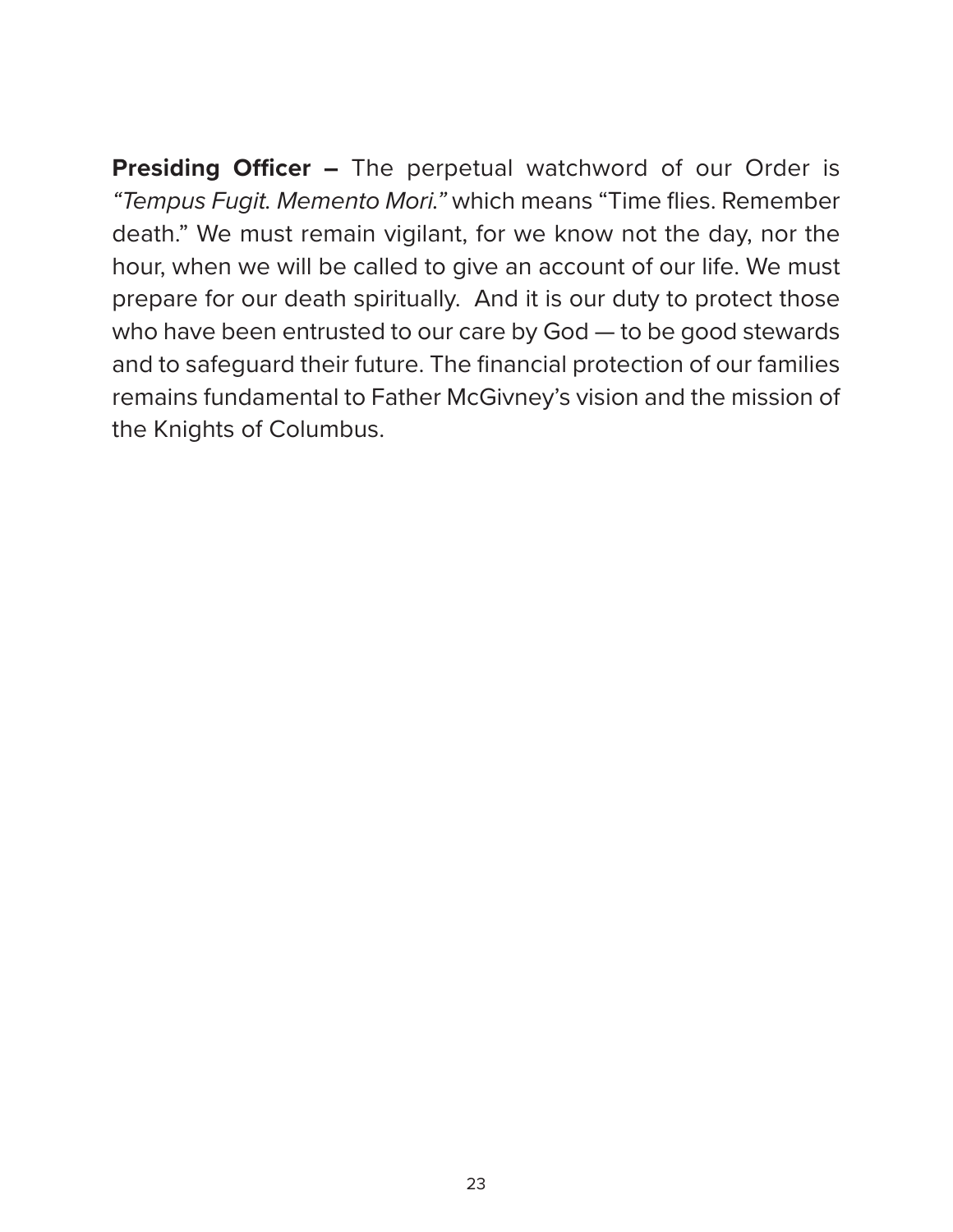**Presiding Officer –** The perpetual watchword of our Order is *“Tempus Fugit. Memento Mori.”* which means “Time flies. Remember death.” We must remain vigilant, for we know not the day, nor the hour, when we will be called to give an account of our life. We must prepare for our death spiritually.  And it is our duty to protect those who have been entrusted to our care by God — to be good stewards and to safeguard their future. The financial protection of our families remains fundamental to Father McGivney’s vision and the mission of the Knights of Columbus.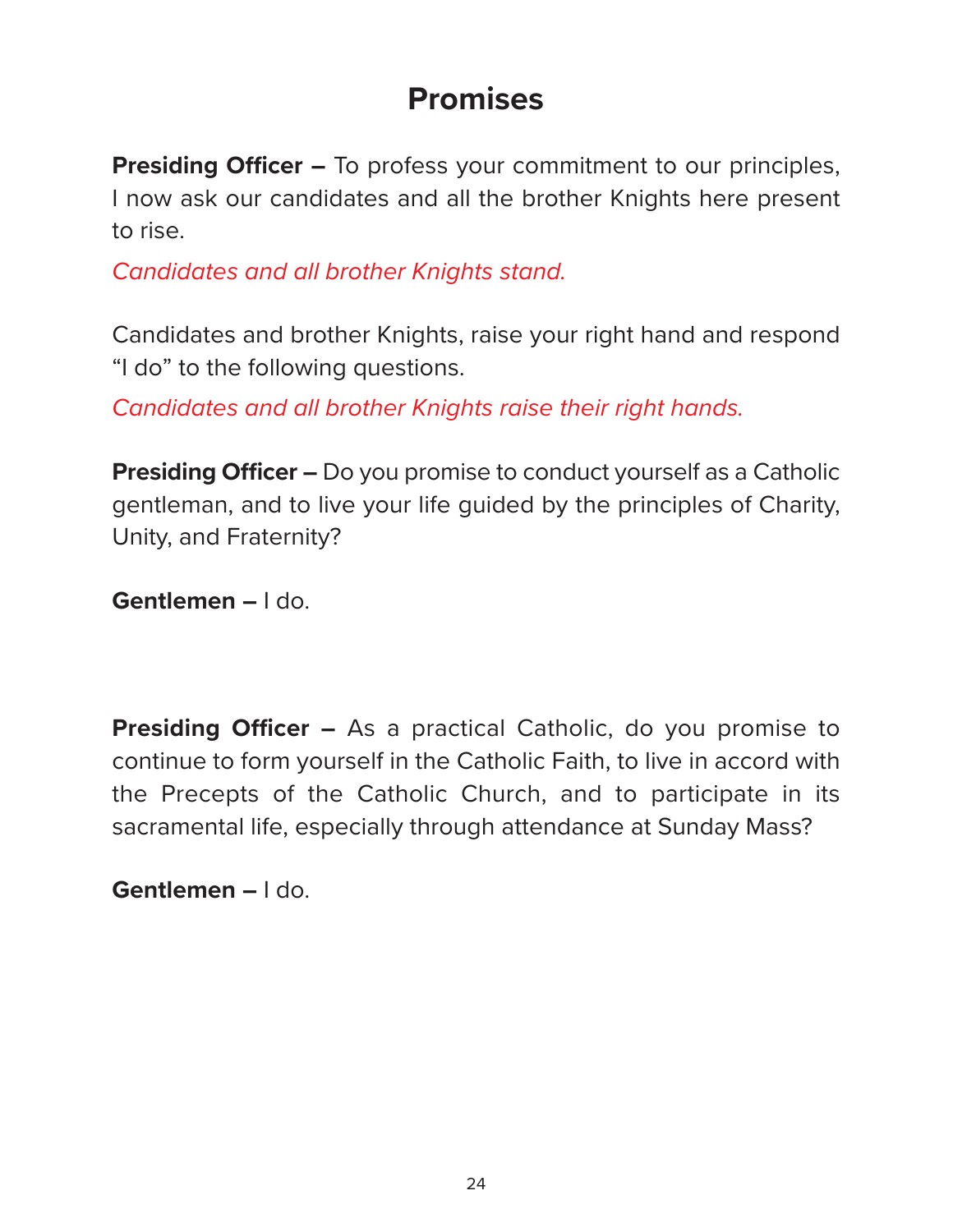# Promises

**Presiding Officer –** To profess your commitment to our principles, I now ask our candidates and all the brother Knights here present to rise.

*Candidates and all brother Knights stand.*

Candidates and brother Knights, raise your right hand and respond "I do" to the following questions.

*Candidates and all brother Knights raise their right hands.*

**Presiding Officer –** Do you promise to conduct yourself as a Catholic gentleman, and to live your life guided by the principles of Charity, Unity, and Fraternity?

**Gentlemen –** I do.

**Presiding Officer –** As a practical Catholic, do you promise to continue to form yourself in the Catholic Faith, to live in accord with the Precepts of the Catholic Church, and to participate in its sacramental life, especially through attendance at Sunday Mass?

**Gentlemen –** I do.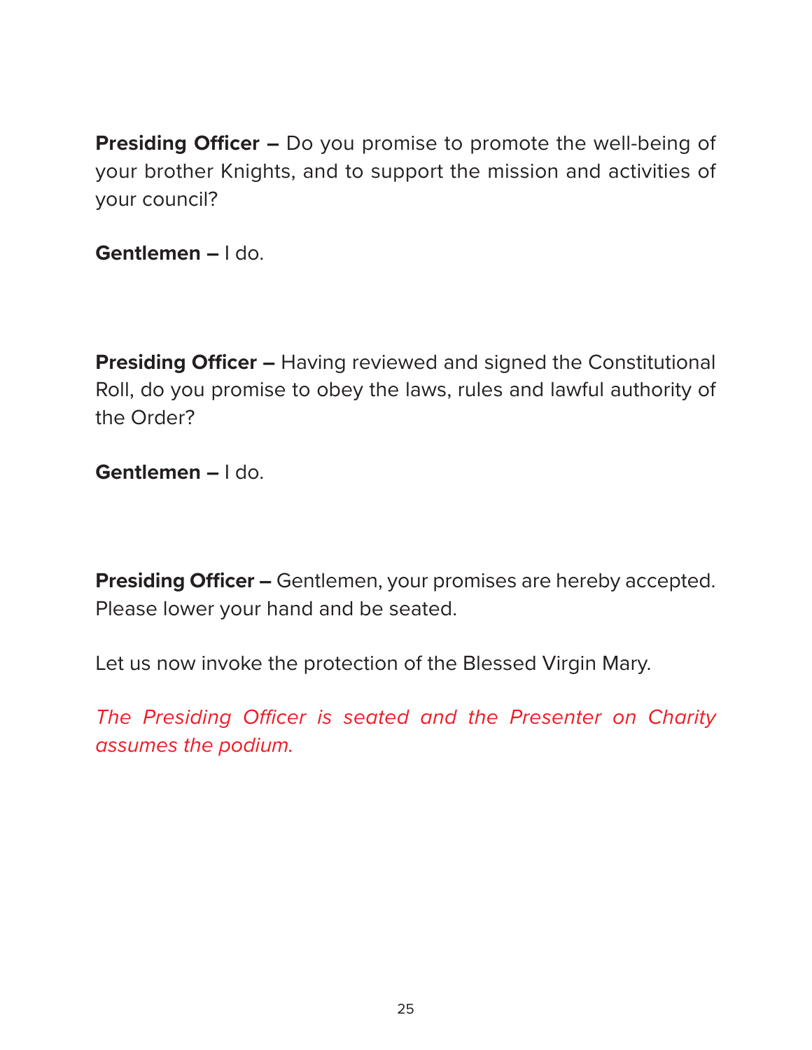**Presiding Officer –** Do you promise to promote the well-being of your brother Knights, and to support the mission and activities of your council?

**Gentlemen –** I do.

**Presiding Officer –** Having reviewed and signed the Constitutional Roll, do you promise to obey the laws, rules and lawful authority of the Order?

**Gentlemen –** I do.

**Presiding Officer –** Gentlemen, your promises are hereby accepted. Please lower your hand and be seated.

Let us now invoke the protection of the Blessed Virgin Mary.

*The Presiding Officer is seated and the Presenter on Charity assumes the podium.*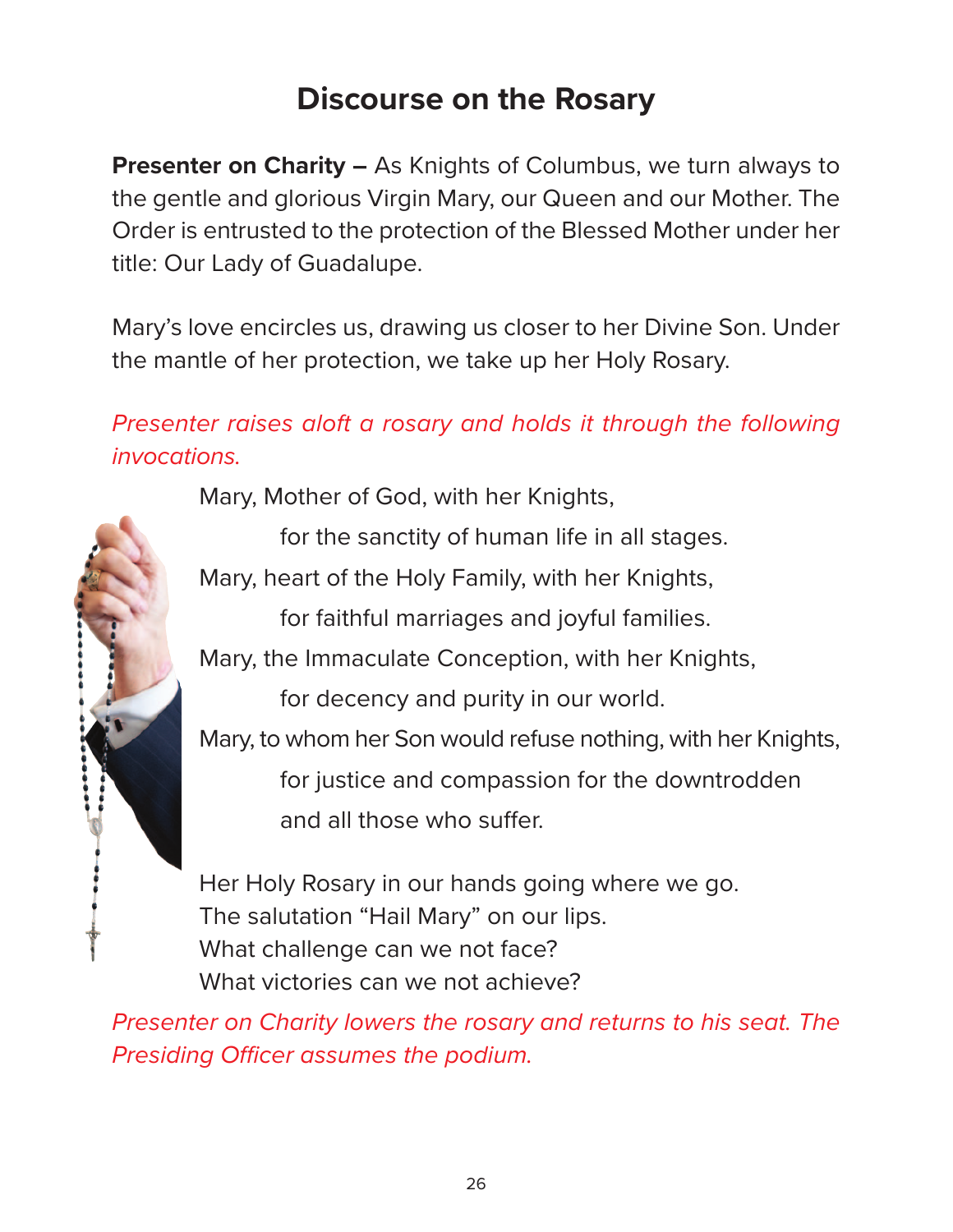# Discourse on the Rosary

**Presenter on Charity –** As Knights of Columbus, we turn always to the gentle and glorious Virgin Mary, our Queen and our Mother. The Order is entrusted to the protection of the Blessed Mother under her title: Our Lady of Guadalupe.

Mary's love encircles us, drawing us closer to her Divine Son. Under the mantle of her protection, we take up her Holy Rosary.

*Presenter raises aloft a rosary and holds it through the following invocations.*

Mary, Mother of God, with her Knights,
for the sanctity of human life in all stages.
Mary, heart of the Holy Family, with her Knights,
for faithful marriages and joyful families.
Mary, the Immaculate Conception, with her Knights,
for decency and purity in our world.
Mary, to whom her Son would refuse nothing, with her Knights,
for justice and compassion for the downtrodden
and all those who suffer.

Her Holy Rosary in our hands going where we go.
The salutation "Hail Mary" on our lips.
What challenge can we not face?
What victories can we not achieve?

*Presenter on Charity lowers the rosary and returns to his seat. The Presiding Officer assumes the podium.*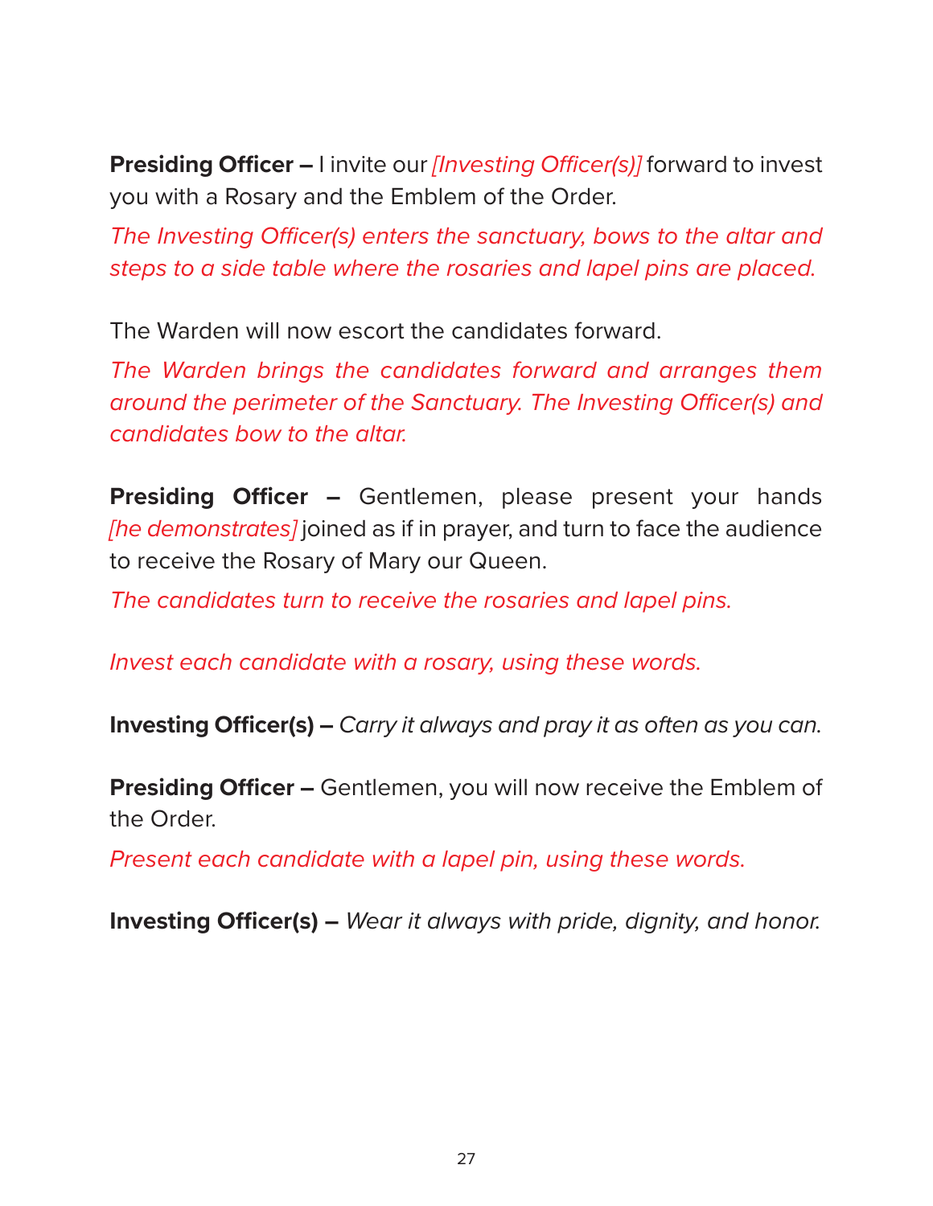**Presiding Officer –** I invite our *[Investing Officer(s)]* forward to invest you with a Rosary and the Emblem of the Order.

*The Investing Officer(s) enters the sanctuary, bows to the altar and steps to a side table where the rosaries and lapel pins are placed.*

The Warden will now escort the candidates forward.

*The Warden brings the candidates forward and arranges them around the perimeter of the Sanctuary. The Investing Officer(s) and candidates bow to the altar.*

**Presiding Officer –** Gentlemen, please present your hands *[he demonstrates]* joined as if in prayer, and turn to face the audience to receive the Rosary of Mary our Queen.

*The candidates turn to receive the rosaries and lapel pins.*

*Invest each candidate with a rosary, using these words.*

**Investing Officer(s) –** *Carry it always and pray it as often as you can.*

**Presiding Officer –** Gentlemen, you will now receive the Emblem of the Order.

*Present each candidate with a lapel pin, using these words.*

**Investing Officer(s) –** *Wear it always with pride, dignity, and honor.*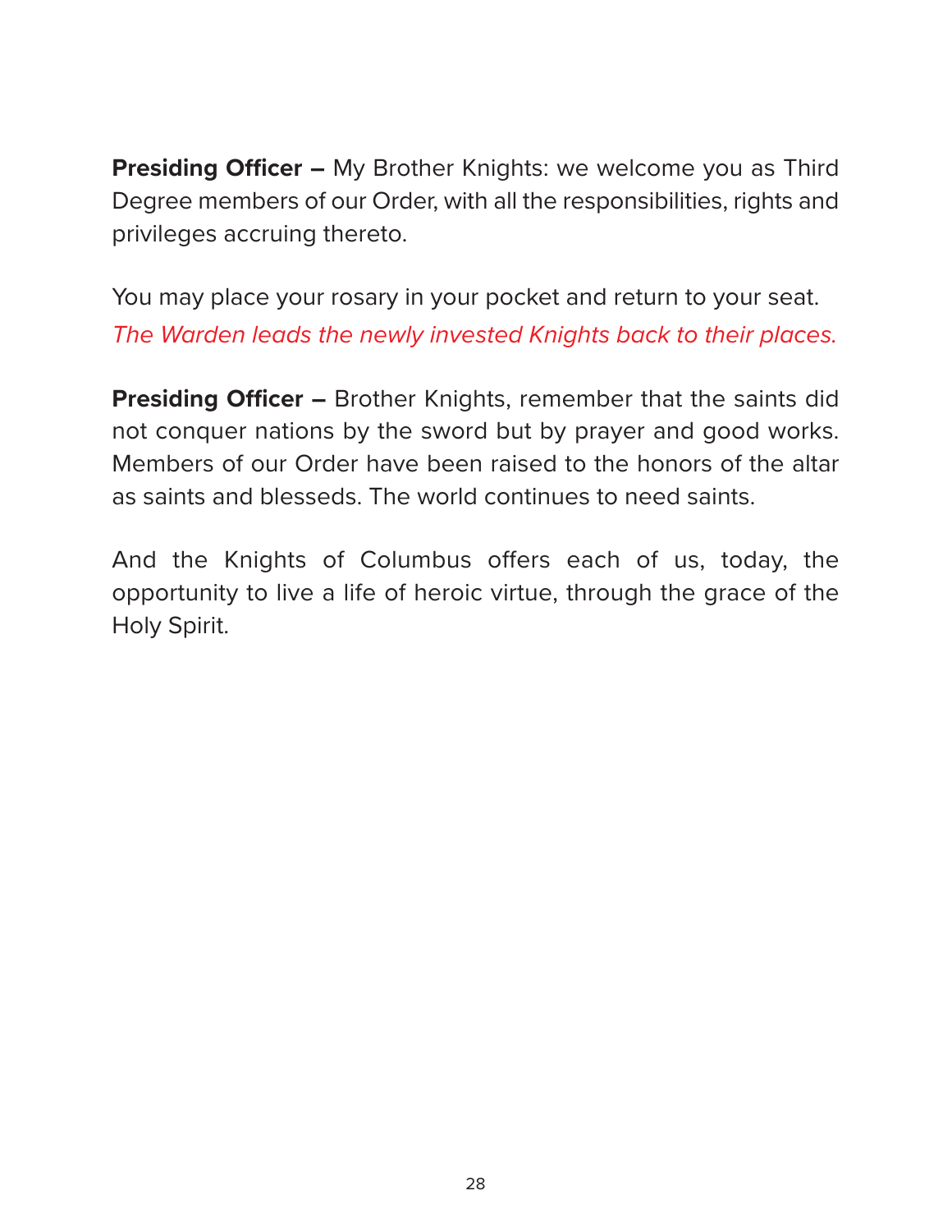**Presiding Officer –** My Brother Knights: we welcome you as Third Degree members of our Order, with all the responsibilities, rights and privileges accruing thereto.

You may place your rosary in your pocket and return to your seat.
*The Warden leads the newly invested Knights back to their places.*

**Presiding Officer –** Brother Knights, remember that the saints did not conquer nations by the sword but by prayer and good works. Members of our Order have been raised to the honors of the altar as saints and blesseds. The world continues to need saints.

And the Knights of Columbus offers each of us, today, the opportunity to live a life of heroic virtue, through the grace of the Holy Spirit.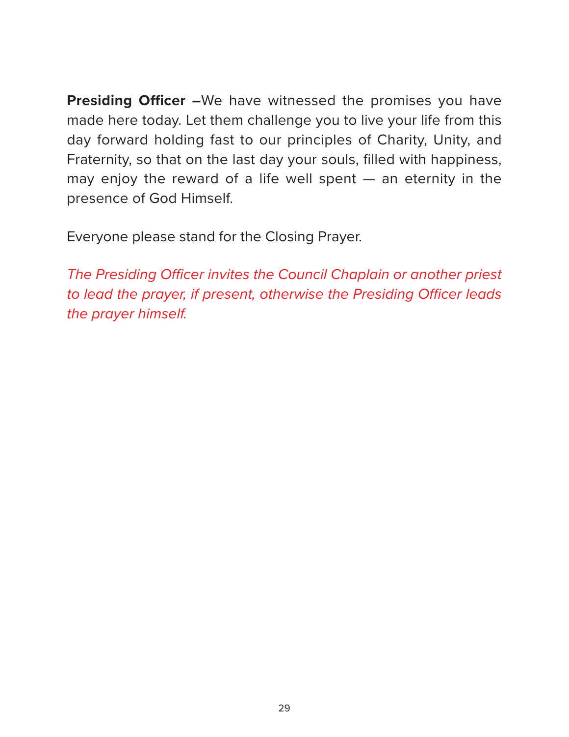**Presiding Officer –**We have witnessed the promises you have made here today. Let them challenge you to live your life from this day forward holding fast to our principles of Charity, Unity, and Fraternity, so that on the last day your souls, filled with happiness, may enjoy the reward of a life well spent — an eternity in the presence of God Himself.

Everyone please stand for the Closing Prayer.

*The Presiding Officer invites the Council Chaplain or another priest to lead the prayer, if present, otherwise the Presiding Officer leads the prayer himself.*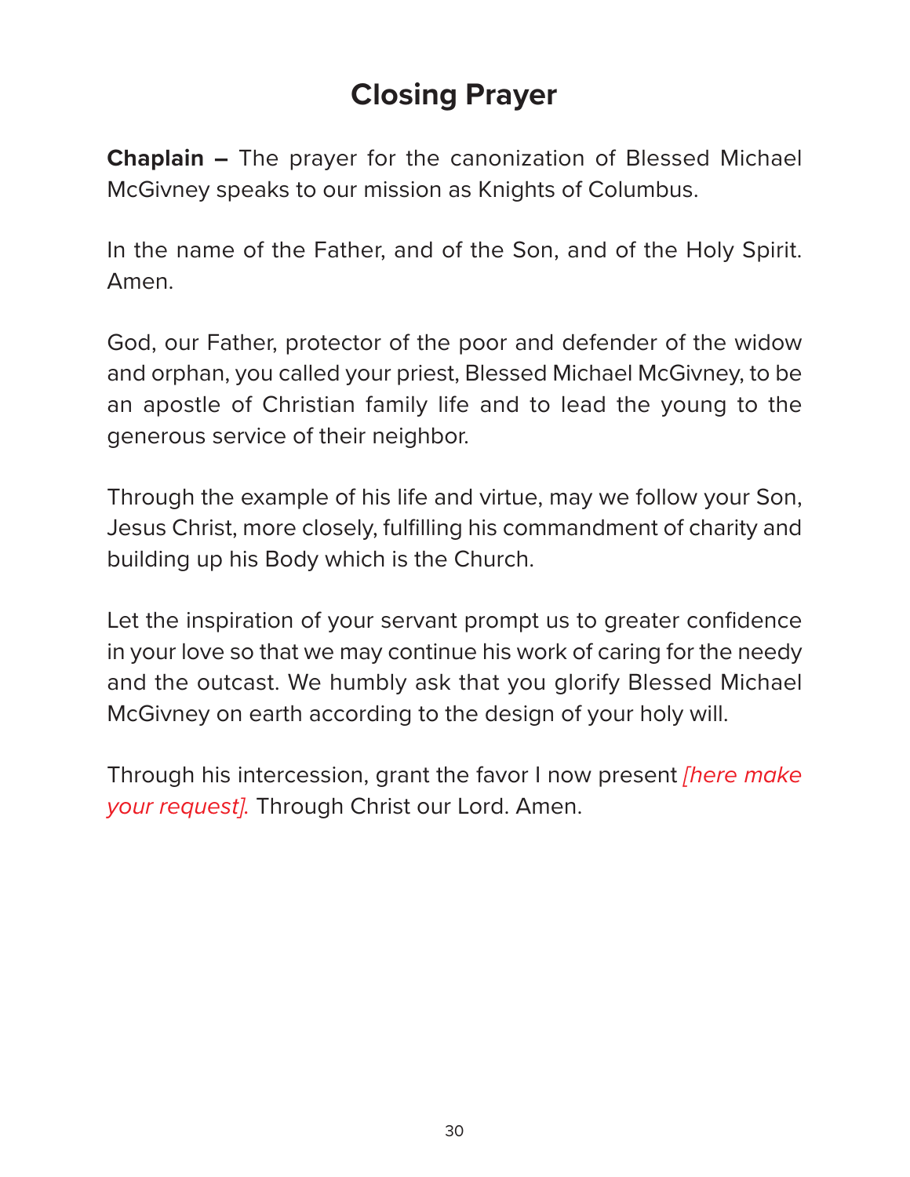# Closing Prayer

**Chaplain –** The prayer for the canonization of Blessed Michael McGivney speaks to our mission as Knights of Columbus.

In the name of the Father, and of the Son, and of the Holy Spirit. Amen.

God, our Father, protector of the poor and defender of the widow and orphan, you called your priest, Blessed Michael McGivney, to be an apostle of Christian family life and to lead the young to the generous service of their neighbor.

Through the example of his life and virtue, may we follow your Son, Jesus Christ, more closely, fulfilling his commandment of charity and building up his Body which is the Church.

Let the inspiration of your servant prompt us to greater confidence in your love so that we may continue his work of caring for the needy and the outcast. We humbly ask that you glorify Blessed Michael McGivney on earth according to the design of your holy will.

Through his intercession, grant the favor I now present *[here make your request].* Through Christ our Lord. Amen.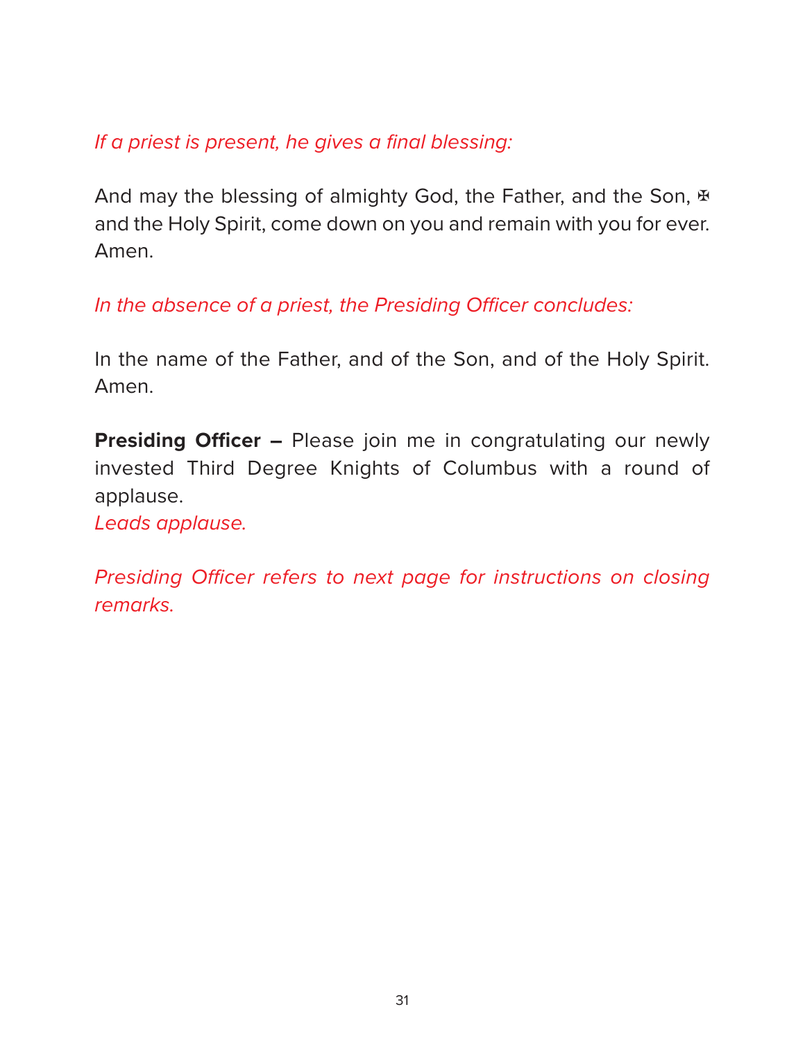*If a priest is present, he gives a final blessing:*

And may the blessing of almighty God, the Father, and the Son, ✠ and the Holy Spirit, come down on you and remain with you for ever. Amen.

*In the absence of a priest, the Presiding Officer concludes:*

In the name of the Father, and of the Son, and of the Holy Spirit. Amen.

**Presiding Officer –** Please join me in congratulating our newly invested Third Degree Knights of Columbus with a round of applause.
*Leads applause.*

*Presiding Officer refers to next page for instructions on closing remarks.*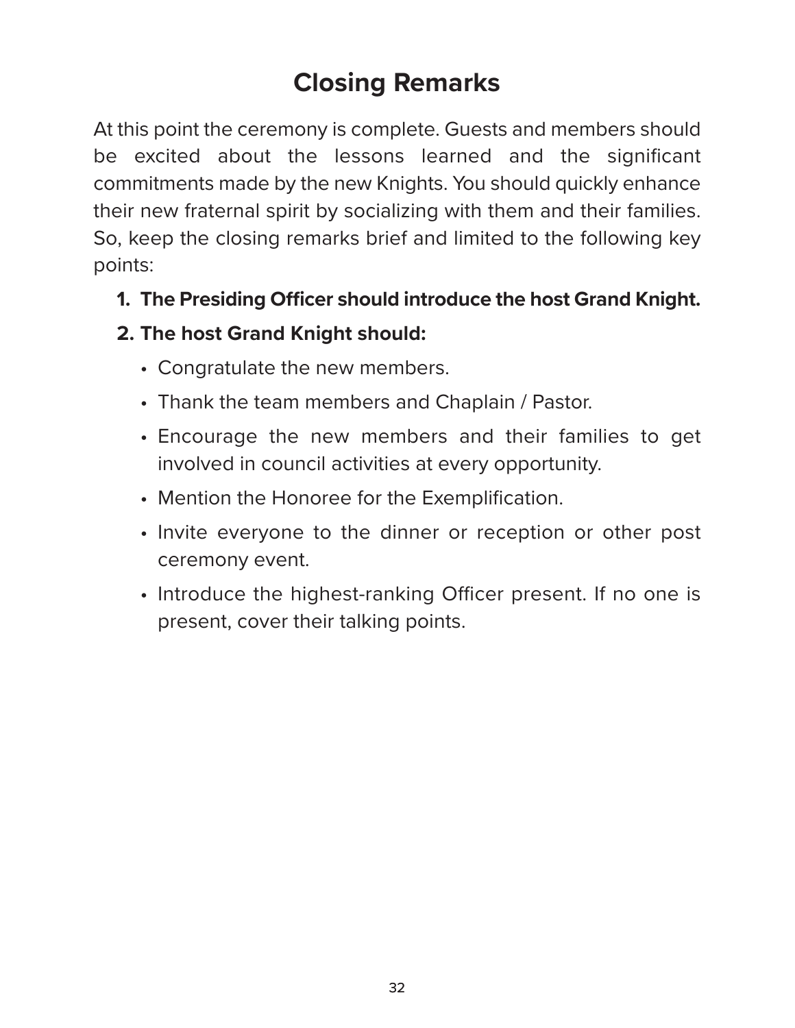# Closing Remarks

At this point the ceremony is complete. Guests and members should be excited about the lessons learned and the significant commitments made by the new Knights. You should quickly enhance their new fraternal spirit by socializing with them and their families. So, keep the closing remarks brief and limited to the following key points:

1. **The Presiding Officer should introduce the host Grand Knight.**
2. **The host Grand Knight should:**
   - Congratulate the new members.
   - Thank the team members and Chaplain / Pastor.
   - Encourage the new members and their families to get involved in council activities at every opportunity.
   - Mention the Honoree for the Exemplification.
   - Invite everyone to the dinner or reception or other post ceremony event.
   - Introduce the highest-ranking Officer present. If no one is present, cover their talking points.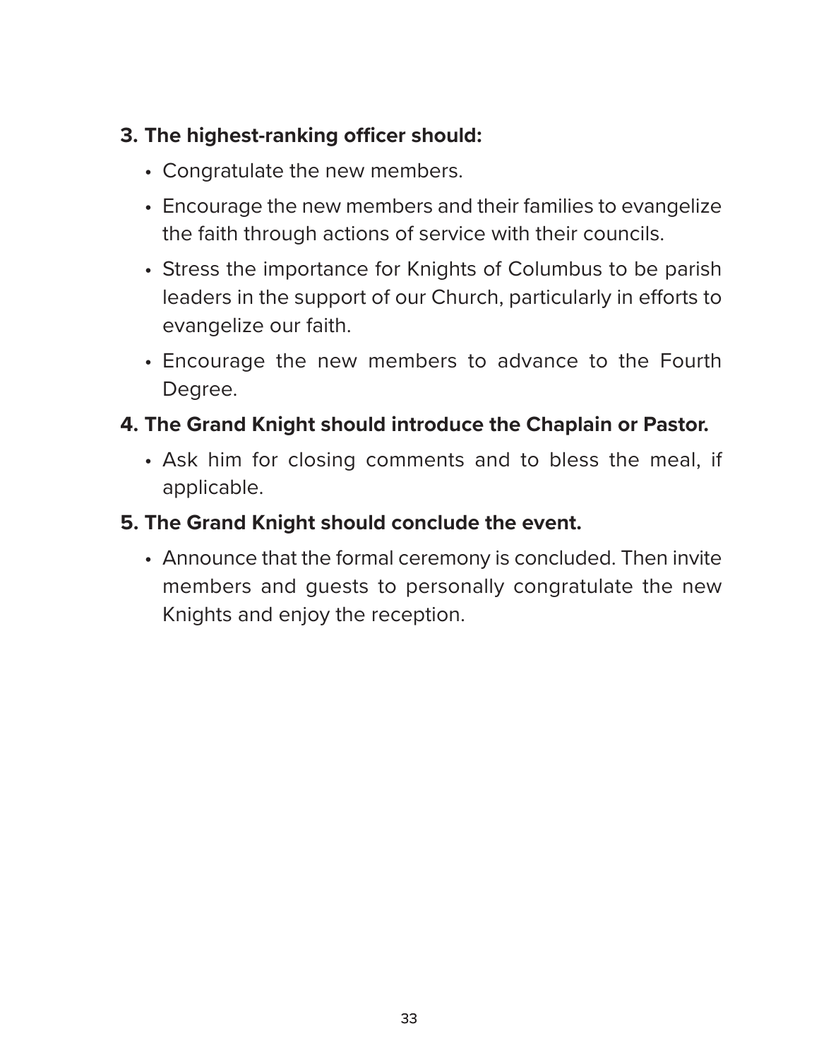**3. The highest-ranking officer should:**

- Congratulate the new members.
- Encourage the new members and their families to evangelize the faith through actions of service with their councils.
- Stress the importance for Knights of Columbus to be parish leaders in the support of our Church, particularly in efforts to evangelize our faith.
- Encourage the new members to advance to the Fourth Degree.

**4. The Grand Knight should introduce the Chaplain or Pastor.**

- Ask him for closing comments and to bless the meal, if applicable.

**5. The Grand Knight should conclude the event.**

- Announce that the formal ceremony is concluded. Then invite members and guests to personally congratulate the new Knights and enjoy the reception.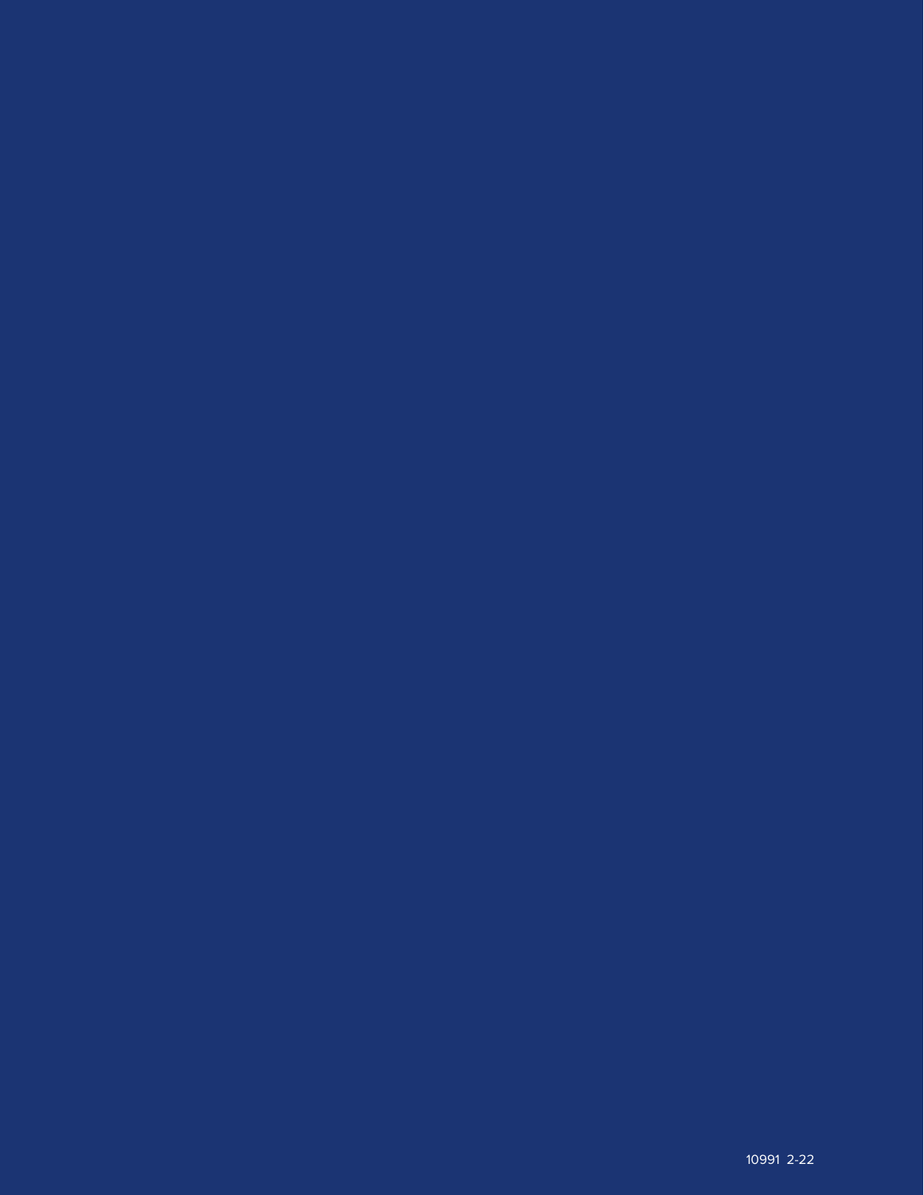10991 2-22